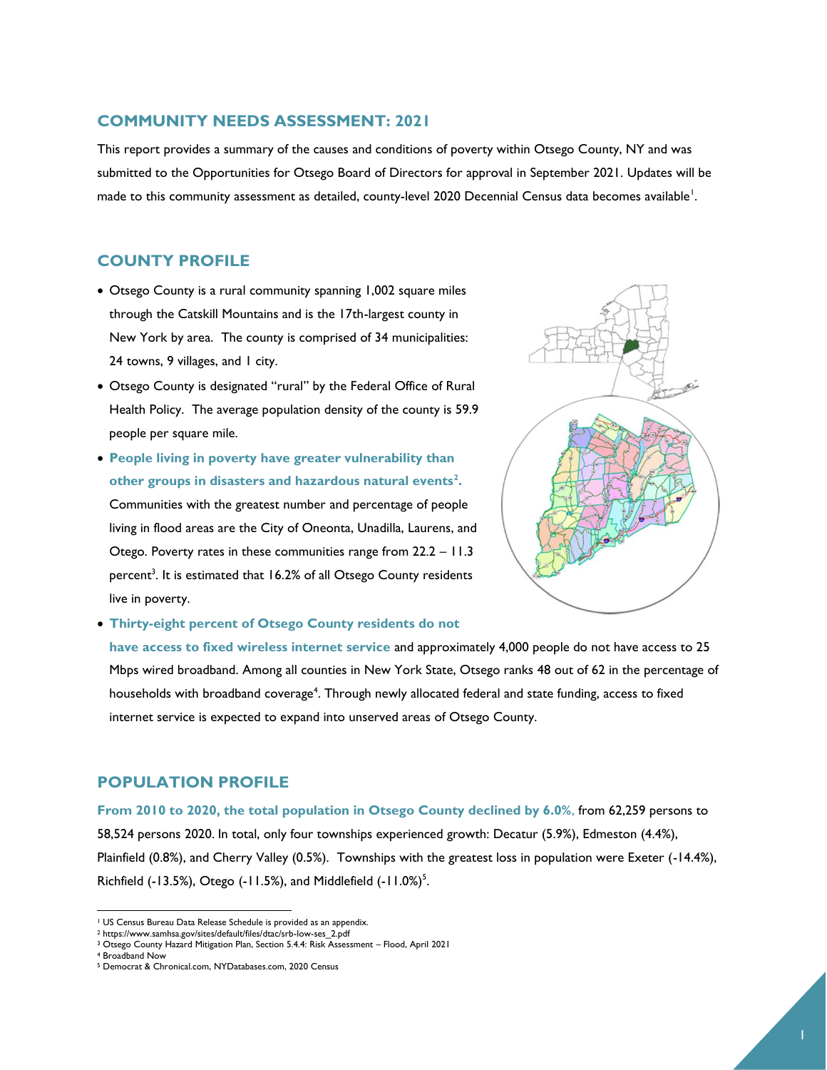## COMMUNITY NEEDS ASSESSMENT: 2021

This report provides a summary of the causes and conditions of poverty within Otsego County, NY and was submitted to the Opportunities for Otsego Board of Directors for approval in September 2021. Updates will be made to this community assessment as detailed, county-level 2020 Decennial Census data becomes available[1].

## COUNTY PROFILE

- Otsego County is a rural community spanning 1,002 square miles through the Catskill Mountains and is the 17th-largest county in New York by area. The county is comprised of 34 municipalities: 24 towns, 9 villages, and 1 city.
- Otsego County is designated "rural" by the Federal Office of Rural Health Policy. The average population density of the county is 59.9 people per square mile.
- **People living in poverty have greater vulnerability than other groups in disasters and hazardous natural events[2].** Communities with the greatest number and percentage of people living in flood areas are the City of Oneonta, Unadilla, Laurens, and Otego. Poverty rates in these communities range from 22.2 – 11.3 percent[3]. It is estimated that 16.2% of all Otsego County residents live in poverty.
- **Thirty-eight percent of Otsego County residents do not have access to fixed wireless internet service** and approximately 4,000 people do not have access to 25 Mbps wired broadband. Among all counties in New York State, Otsego ranks 48 out of 62 in the percentage of households with broadband coverage[4]. Through newly allocated federal and state funding, access to fixed internet service is expected to expand into unserved areas of Otsego County.

## POPULATION PROFILE

**From 2010 to 2020, the total population in Otsego County declined by 6.0%,** from 62,259 persons to 58,524 persons 2020. In total, only four townships experienced growth: Decatur (5.9%), Edmeston (4.4%), Plainfield (0.8%), and Cherry Valley (0.5%). Townships with the greatest loss in population were Exeter (-14.4%), Richfield (-13.5%), Otego (-11.5%), and Middlefield (-11.0%)[5].

---

[1] US Census Bureau Data Release Schedule is provided as an appendix.
[2] https://www.samhsa.gov/sites/default/files/dtac/srb-low-ses_2.pdf
[3] Otsego County Hazard Mitigation Plan, Section 5.4.4: Risk Assessment – Flood, April 2021
[4] Broadband Now
[5] Democrat & Chronical.com, NYDatabases.com, 2020 Census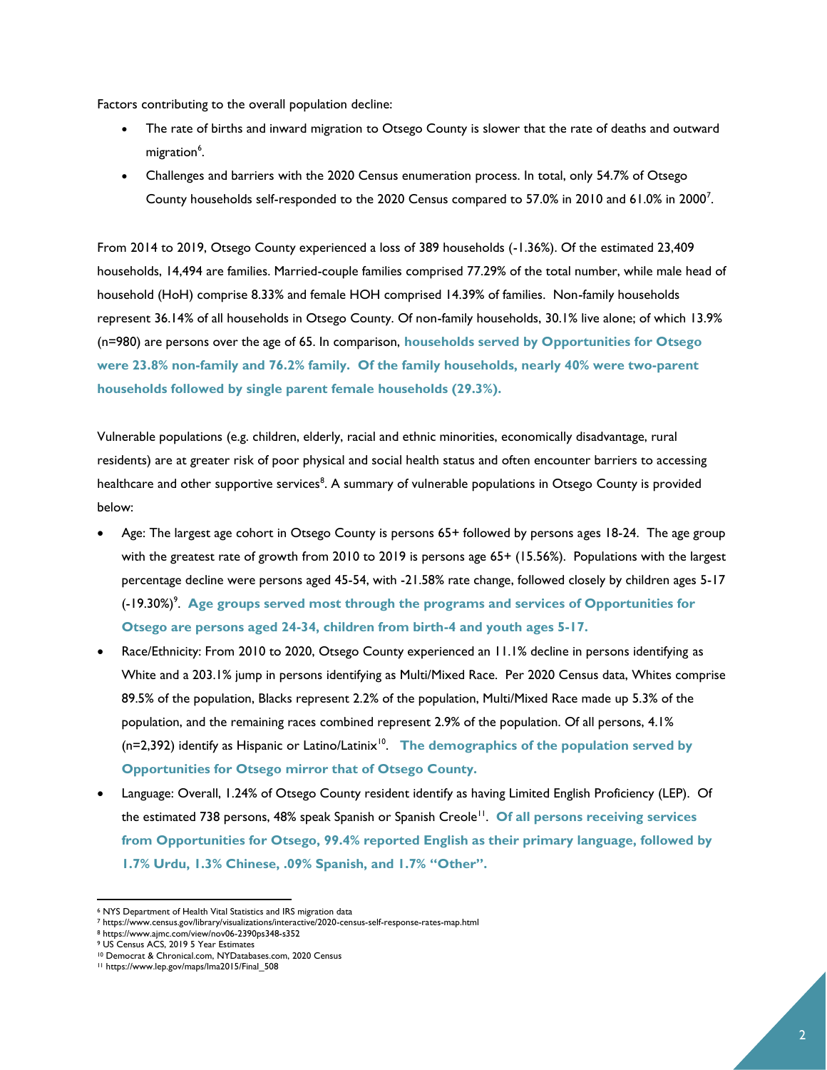Factors contributing to the overall population decline:

- The rate of births and inward migration to Otsego County is slower that the rate of deaths and outward migration[6].
- Challenges and barriers with the 2020 Census enumeration process. In total, only 54.7% of Otsego County households self-responded to the 2020 Census compared to 57.0% in 2010 and 61.0% in 2000[7].

From 2014 to 2019, Otsego County experienced a loss of 389 households (-1.36%). Of the estimated 23,409 households, 14,494 are families. Married-couple families comprised 77.29% of the total number, while male head of household (HoH) comprise 8.33% and female HOH comprised 14.39% of families. Non-family households represent 36.14% of all households in Otsego County. Of non-family households, 30.1% live alone; of which 13.9% (n=980) are persons over the age of 65. In comparison, **households served by Opportunities for Otsego were 23.8% non-family and 76.2% family. Of the family households, nearly 40% were two-parent households followed by single parent female households (29.3%).**

Vulnerable populations (e.g. children, elderly, racial and ethnic minorities, economically disadvantage, rural residents) are at greater risk of poor physical and social health status and often encounter barriers to accessing healthcare and other supportive services[8]. A summary of vulnerable populations in Otsego County is provided below:

- Age: The largest age cohort in Otsego County is persons 65+ followed by persons ages 18-24. The age group with the greatest rate of growth from 2010 to 2019 is persons age 65+ (15.56%). Populations with the largest percentage decline were persons aged 45-54, with -21.58% rate change, followed closely by children ages 5-17 (-19.30%)[9]. **Age groups served most through the programs and services of Opportunities for Otsego are persons aged 24-34, children from birth-4 and youth ages 5-17.**
- Race/Ethnicity: From 2010 to 2020, Otsego County experienced an 11.1% decline in persons identifying as White and a 203.1% jump in persons identifying as Multi/Mixed Race. Per 2020 Census data, Whites comprise 89.5% of the population, Blacks represent 2.2% of the population, Multi/Mixed Race made up 5.3% of the population, and the remaining races combined represent 2.9% of the population. Of all persons, 4.1% (n=2,392) identify as Hispanic or Latino/Latinix[10]. **The demographics of the population served by Opportunities for Otsego mirror that of Otsego County.**
- Language: Overall, 1.24% of Otsego County resident identify as having Limited English Proficiency (LEP). Of the estimated 738 persons, 48% speak Spanish or Spanish Creole[11]. **Of all persons receiving services from Opportunities for Otsego, 99.4% reported English as their primary language, followed by 1.7% Urdu, 1.3% Chinese, .09% Spanish, and 1.7% "Other".**

---

[6] NYS Department of Health Vital Statistics and IRS migration data
[7] https://www.census.gov/library/visualizations/interactive/2020-census-self-response-rates-map.html
[8] https://www.ajmc.com/view/nov06-2390ps348-s352
[9] US Census ACS, 2019 5 Year Estimates
[10] Democrat & Chronical.com, NYDatabases.com, 2020 Census
[11] https://www.lep.gov/maps/lma2015/Final_508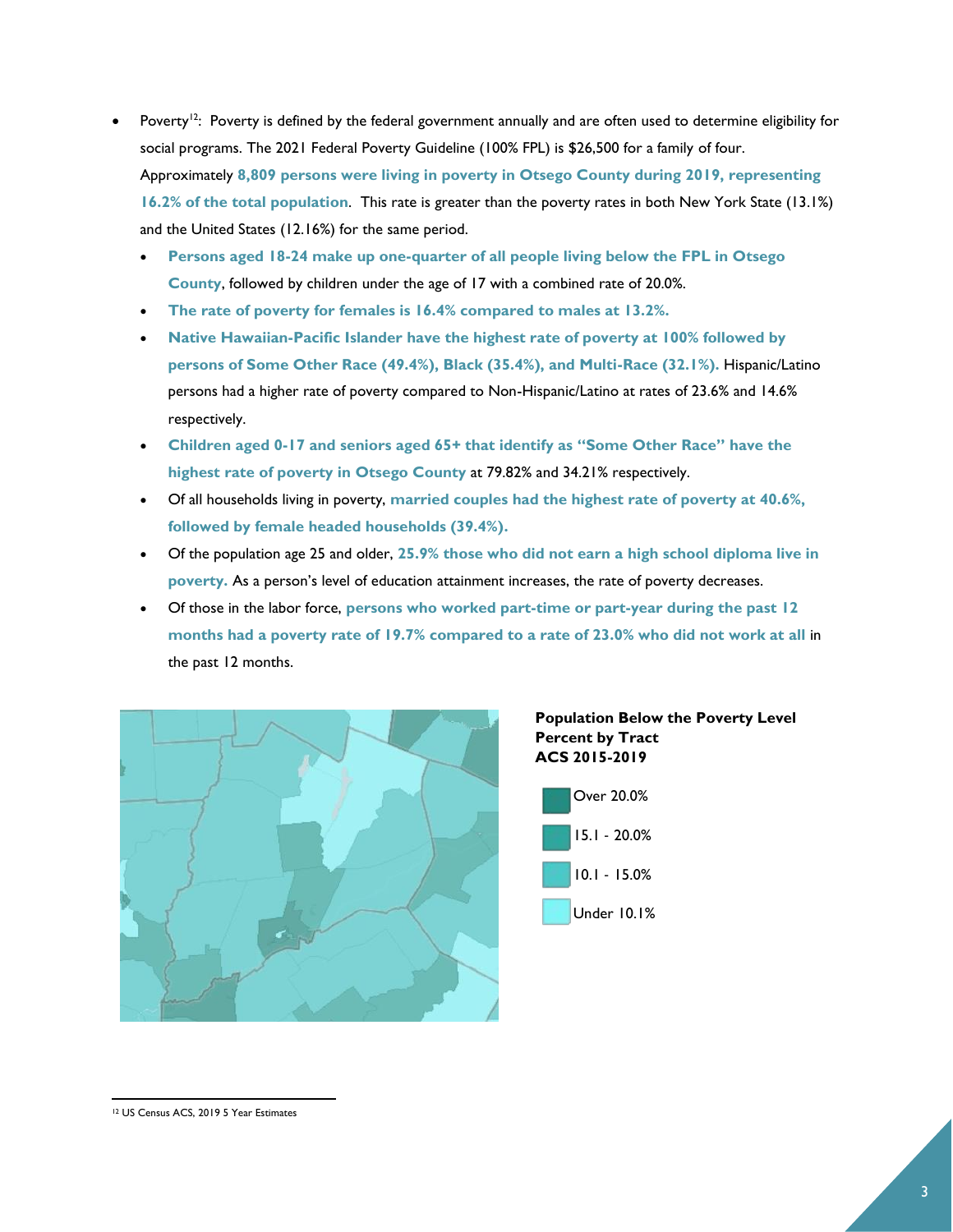- Poverty[12]: Poverty is defined by the federal government annually and are often used to determine eligibility for social programs. The 2021 Federal Poverty Guideline (100% FPL) is $26,500 for a family of four. Approximately **8,809 persons were living in poverty in Otsego County during 2019, representing 16.2% of the total population**. This rate is greater than the poverty rates in both New York State (13.1%) and the United States (12.16%) for the same period.
  - **Persons aged 18-24 make up one-quarter of all people living below the FPL in Otsego County**, followed by children under the age of 17 with a combined rate of 20.0%.
  - **The rate of poverty for females is 16.4% compared to males at 13.2%.**
  - **Native Hawaiian-Pacific Islander have the highest rate of poverty at 100% followed by persons of Some Other Race (49.4%), Black (35.4%), and Multi-Race (32.1%).** Hispanic/Latino persons had a higher rate of poverty compared to Non-Hispanic/Latino at rates of 23.6% and 14.6% respectively.
  - **Children aged 0-17 and seniors aged 65+ that identify as "Some Other Race" have the highest rate of poverty in Otsego County** at 79.82% and 34.21% respectively.
  - Of all households living in poverty, **married couples had the highest rate of poverty at 40.6%, followed by female headed households (39.4%).**
  - Of the population age 25 and older, **25.9% those who did not earn a high school diploma live in poverty.** As a person's level of education attainment increases, the rate of poverty decreases.
  - Of those in the labor force, **persons who worked part-time or part-year during the past 12 months had a poverty rate of 19.7% compared to a rate of 23.0% who did not work at all** in the past 12 months.

**Population Below the Poverty Level Percent by Tract ACS 2015-2019**

Over 20.0%

15.1 - 20.0%

10.1 - 15.0%

Under 10.1%

[12] US Census ACS, 2019 5 Year Estimates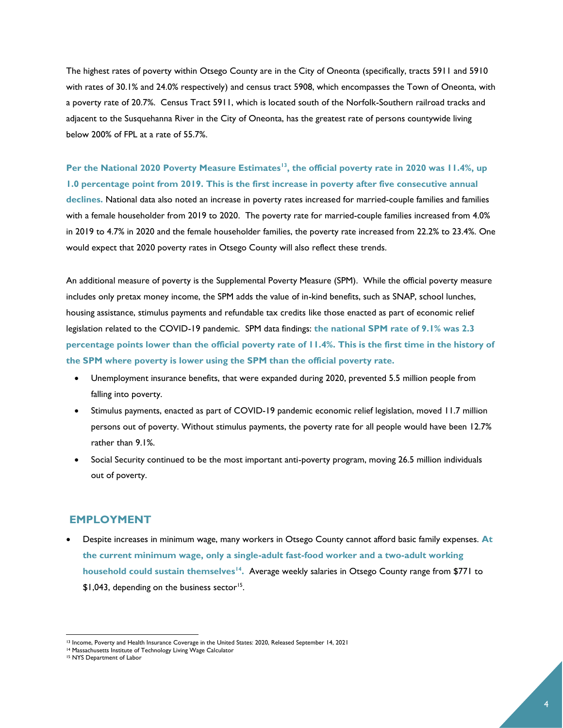The highest rates of poverty within Otsego County are in the City of Oneonta (specifically, tracts 5911 and 5910 with rates of 30.1% and 24.0% respectively) and census tract 5908, which encompasses the Town of Oneonta, with a poverty rate of 20.7%. Census Tract 5911, which is located south of the Norfolk-Southern railroad tracks and adjacent to the Susquehanna River in the City of Oneonta, has the greatest rate of persons countywide living below 200% of FPL at a rate of 55.7%.

**Per the National 2020 Poverty Measure Estimates[13], the official poverty rate in 2020 was 11.4%, up 1.0 percentage point from 2019. This is the first increase in poverty after five consecutive annual declines.** National data also noted an increase in poverty rates increased for married-couple families and families with a female householder from 2019 to 2020. The poverty rate for married-couple families increased from 4.0% in 2019 to 4.7% in 2020 and the female householder families, the poverty rate increased from 22.2% to 23.4%. One would expect that 2020 poverty rates in Otsego County will also reflect these trends.

An additional measure of poverty is the Supplemental Poverty Measure (SPM). While the official poverty measure includes only pretax money income, the SPM adds the value of in-kind benefits, such as SNAP, school lunches, housing assistance, stimulus payments and refundable tax credits like those enacted as part of economic relief legislation related to the COVID-19 pandemic. SPM data findings: **the national SPM rate of 9.1% was 2.3 percentage points lower than the official poverty rate of 11.4%. This is the first time in the history of the SPM where poverty is lower using the SPM than the official poverty rate.**

- Unemployment insurance benefits, that were expanded during 2020, prevented 5.5 million people from falling into poverty.
- Stimulus payments, enacted as part of COVID-19 pandemic economic relief legislation, moved 11.7 million persons out of poverty. Without stimulus payments, the poverty rate for all people would have been 12.7% rather than 9.1%.
- Social Security continued to be the most important anti-poverty program, moving 26.5 million individuals out of poverty.

## EMPLOYMENT

- Despite increases in minimum wage, many workers in Otsego County cannot afford basic family expenses. **At the current minimum wage, only a single-adult fast-food worker and a two-adult working household could sustain themselves[14].** Average weekly salaries in Otsego County range from $771 to $1,043, depending on the business sector[15].

---

[13] Income, Poverty and Health Insurance Coverage in the United States: 2020, Released September 14, 2021

[14] Massachusetts Institute of Technology Living Wage Calculator

[15] NYS Department of Labor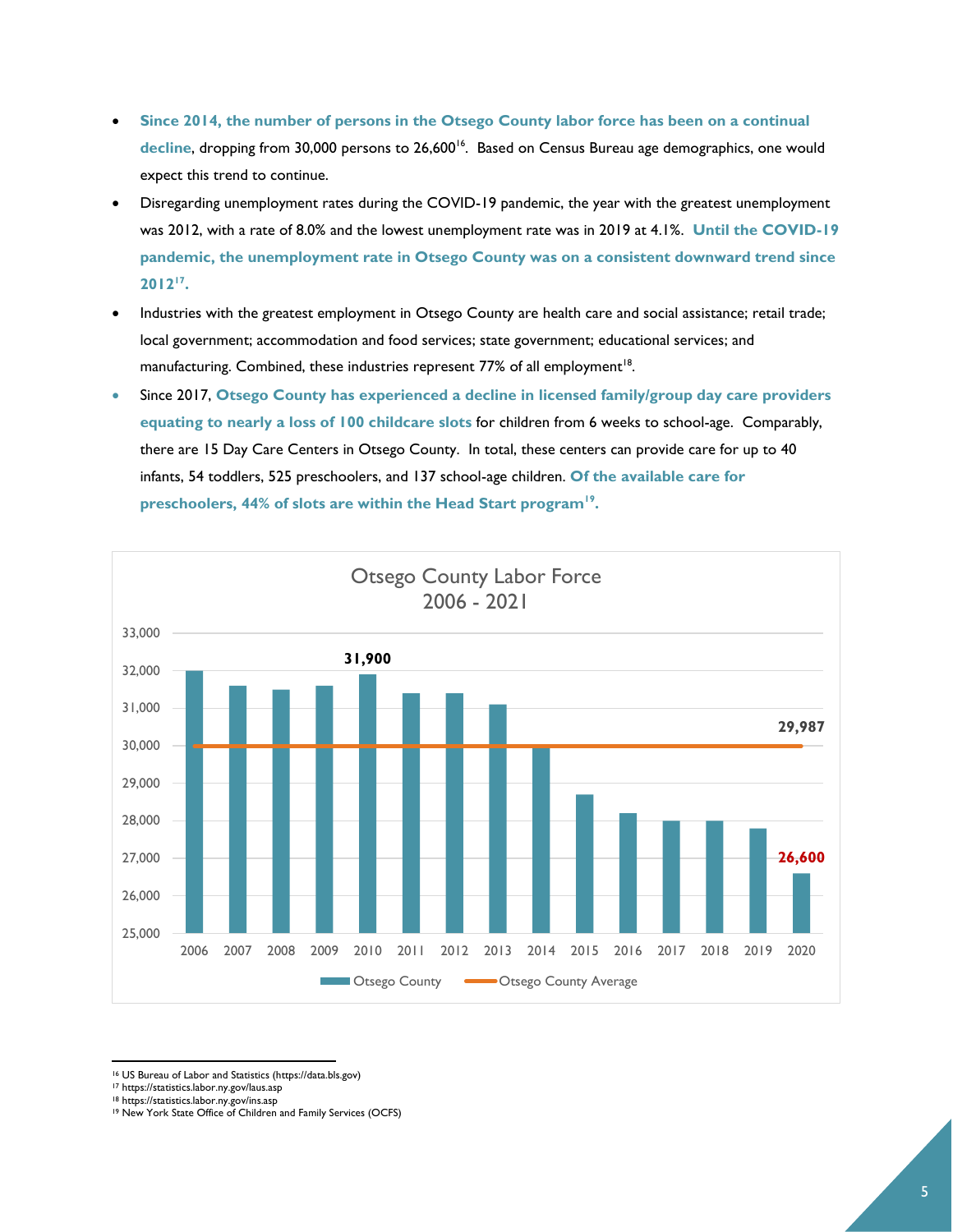- **Since 2014, the number of persons in the Otsego County labor force has been on a continual decline**, dropping from 30,000 persons to 26,600[16]. Based on Census Bureau age demographics, one would expect this trend to continue.
- Disregarding unemployment rates during the COVID-19 pandemic, the year with the greatest unemployment was 2012, with a rate of 8.0% and the lowest unemployment rate was in 2019 at 4.1%. **Until the COVID-19 pandemic, the unemployment rate in Otsego County was on a consistent downward trend since 2012[17].**
- Industries with the greatest employment in Otsego County are health care and social assistance; retail trade; local government; accommodation and food services; state government; educational services; and manufacturing. Combined, these industries represent 77% of all employment[18].
- Since 2017, **Otsego County has experienced a decline in licensed family/group day care providers equating to nearly a loss of 100 childcare slots** for children from 6 weeks to school-age. Comparably, there are 15 Day Care Centers in Otsego County. In total, these centers can provide care for up to 40 infants, 54 toddlers, 525 preschoolers, and 137 school-age children. **Of the available care for preschoolers, 44% of slots are within the Head Start program[19].**

Otsego County Labor Force
2006 - 2021

33,000
32,000
31,000
30,000
29,000
28,000
27,000
26,000
25,000

31,900
29,987
26,600

2006 2007 2008 2009 2010 2011 2012 2013 2014 2015 2016 2017 2018 2019 2020

Otsego County — Otsego County Average

---

16 US Bureau of Labor and Statistics (https://data.bls.gov)
17 https://statistics.labor.ny.gov/laus.asp
18 https://statistics.labor.ny.gov/ins.asp
19 New York State Office of Children and Family Services (OCFS)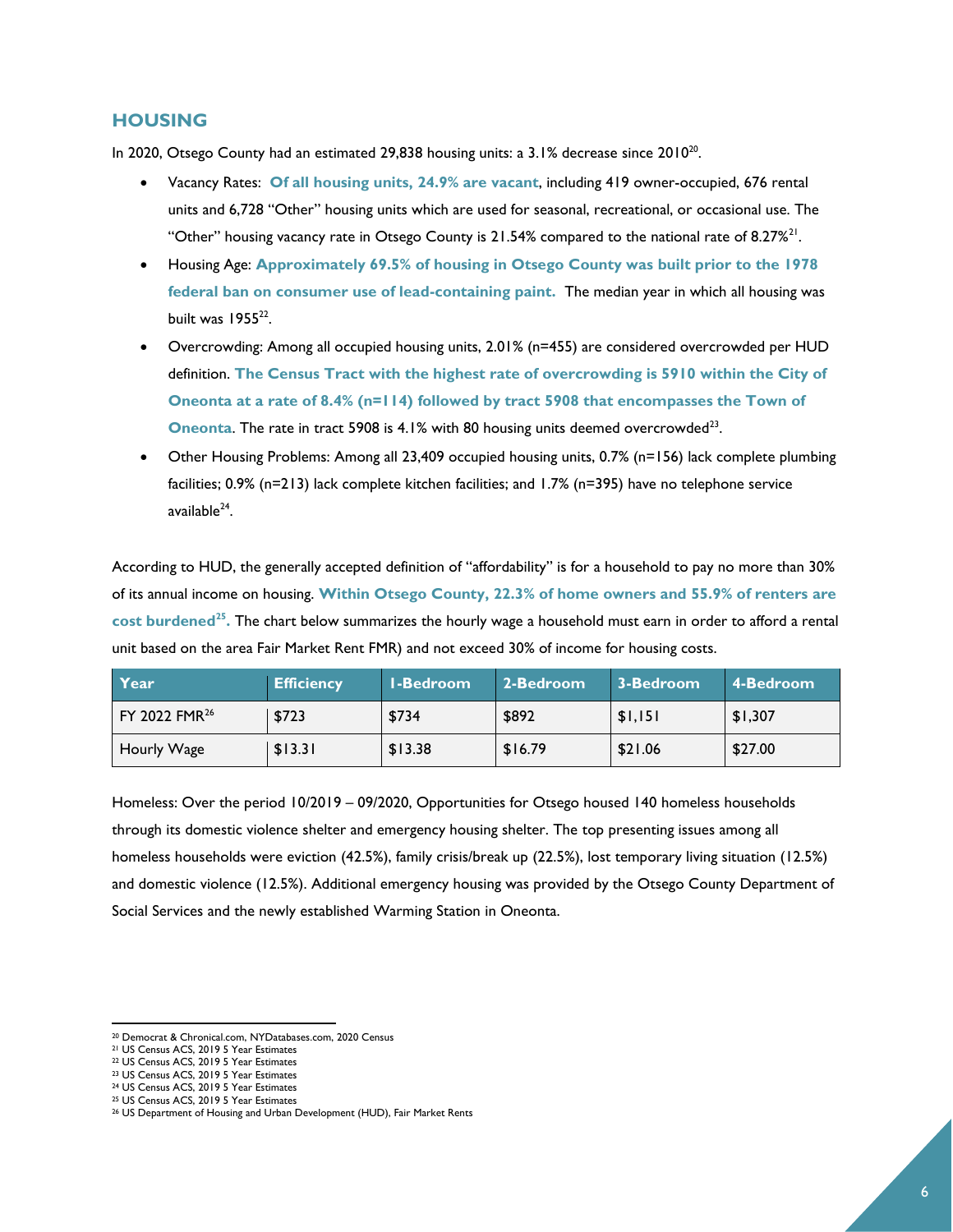## HOUSING

In 2020, Otsego County had an estimated 29,838 housing units: a 3.1% decrease since 2010[20].

- Vacancy Rates: **Of all housing units, 24.9% are vacant**, including 419 owner-occupied, 676 rental units and 6,728 "Other" housing units which are used for seasonal, recreational, or occasional use. The "Other" housing vacancy rate in Otsego County is 21.54% compared to the national rate of 8.27%[21].
- Housing Age: **Approximately 69.5% of housing in Otsego County was built prior to the 1978 federal ban on consumer use of lead-containing paint.** The median year in which all housing was built was 1955[22].
- Overcrowding: Among all occupied housing units, 2.01% (n=455) are considered overcrowded per HUD definition. **The Census Tract with the highest rate of overcrowding is 5910 within the City of Oneonta at a rate of 8.4% (n=114) followed by tract 5908 that encompasses the Town of Oneonta**. The rate in tract 5908 is 4.1% with 80 housing units deemed overcrowded[23].
- Other Housing Problems: Among all 23,409 occupied housing units, 0.7% (n=156) lack complete plumbing facilities; 0.9% (n=213) lack complete kitchen facilities; and 1.7% (n=395) have no telephone service available[24].

According to HUD, the generally accepted definition of "affordability" is for a household to pay no more than 30% of its annual income on housing. **Within Otsego County, 22.3% of home owners and 55.9% of renters are cost burdened[25].** The chart below summarizes the hourly wage a household must earn in order to afford a rental unit based on the area Fair Market Rent FMR) and not exceed 30% of income for housing costs.

| Year | Efficiency | 1-Bedroom | 2-Bedroom | 3-Bedroom | 4-Bedroom |
|---|---|---|---|---|---|
| FY 2022 FMR[26] | $723 | $734 | $892 | $1,151 | $1,307 |
| Hourly Wage | $13.31 | $13.38 | $16.79 | $21.06 | $27.00 |

Homeless: Over the period 10/2019 – 09/2020, Opportunities for Otsego housed 140 homeless households through its domestic violence shelter and emergency housing shelter. The top presenting issues among all homeless households were eviction (42.5%), family crisis/break up (22.5%), lost temporary living situation (12.5%) and domestic violence (12.5%). Additional emergency housing was provided by the Otsego County Department of Social Services and the newly established Warming Station in Oneonta.

---

[20] Democrat & Chronical.com, NYDatabases.com, 2020 Census
[21] US Census ACS, 2019 5 Year Estimates
[22] US Census ACS, 2019 5 Year Estimates
[23] US Census ACS, 2019 5 Year Estimates
[24] US Census ACS, 2019 5 Year Estimates
[25] US Census ACS, 2019 5 Year Estimates
[26] US Department of Housing and Urban Development (HUD), Fair Market Rents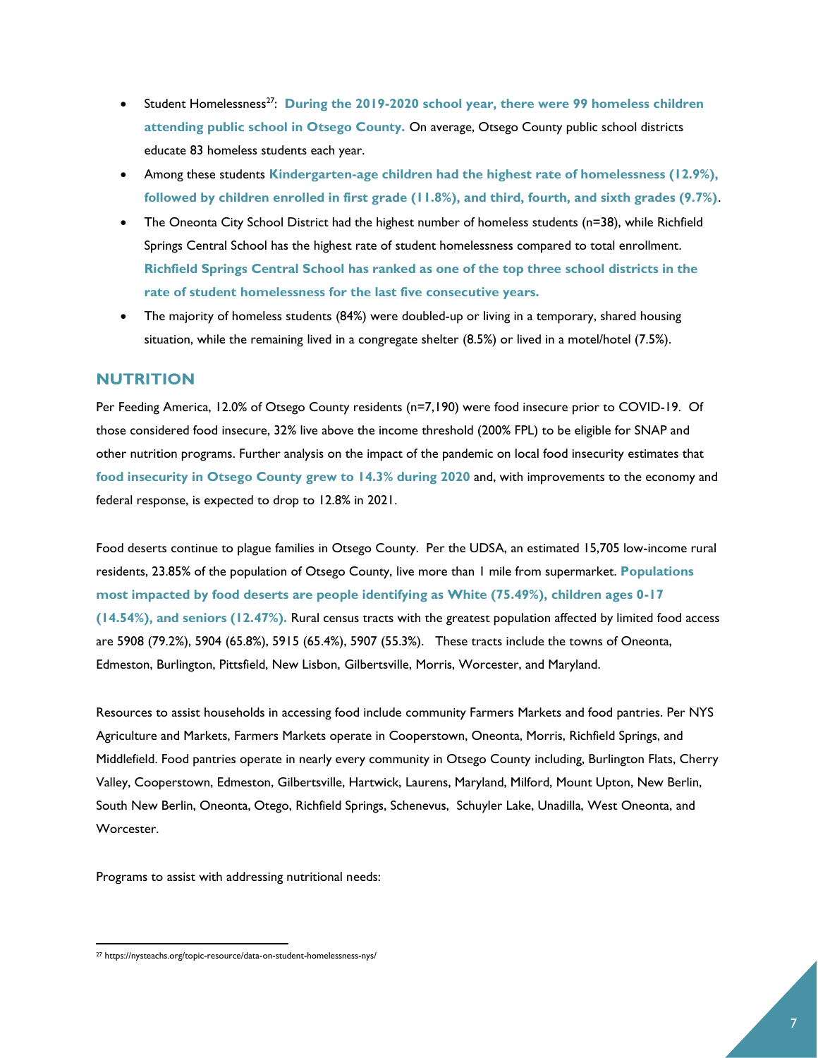- Student Homelessness[27]: **During the 2019-2020 school year, there were 99 homeless children attending public school in Otsego County.** On average, Otsego County public school districts educate 83 homeless students each year.
- Among these students **Kindergarten-age children had the highest rate of homelessness (12.9%), followed by children enrolled in first grade (11.8%), and third, fourth, and sixth grades (9.7%)**.
- The Oneonta City School District had the highest number of homeless students (n=38), while Richfield Springs Central School has the highest rate of student homelessness compared to total enrollment. **Richfield Springs Central School has ranked as one of the top three school districts in the rate of student homelessness for the last five consecutive years.**
- The majority of homeless students (84%) were doubled-up or living in a temporary, shared housing situation, while the remaining lived in a congregate shelter (8.5%) or lived in a motel/hotel (7.5%).

## NUTRITION

Per Feeding America, 12.0% of Otsego County residents (n=7,190) were food insecure prior to COVID-19. Of those considered food insecure, 32% live above the income threshold (200% FPL) to be eligible for SNAP and other nutrition programs. Further analysis on the impact of the pandemic on local food insecurity estimates that **food insecurity in Otsego County grew to 14.3% during 2020** and, with improvements to the economy and federal response, is expected to drop to 12.8% in 2021.

Food deserts continue to plague families in Otsego County. Per the UDSA, an estimated 15,705 low-income rural residents, 23.85% of the population of Otsego County, live more than 1 mile from supermarket. **Populations most impacted by food deserts are people identifying as White (75.49%), children ages 0-17 (14.54%), and seniors (12.47%).** Rural census tracts with the greatest population affected by limited food access are 5908 (79.2%), 5904 (65.8%), 5915 (65.4%), 5907 (55.3%). These tracts include the towns of Oneonta, Edmeston, Burlington, Pittsfield, New Lisbon, Gilbertsville, Morris, Worcester, and Maryland.

Resources to assist households in accessing food include community Farmers Markets and food pantries. Per NYS Agriculture and Markets, Farmers Markets operate in Cooperstown, Oneonta, Morris, Richfield Springs, and Middlefield. Food pantries operate in nearly every community in Otsego County including, Burlington Flats, Cherry Valley, Cooperstown, Edmeston, Gilbertsville, Hartwick, Laurens, Maryland, Milford, Mount Upton, New Berlin, South New Berlin, Oneonta, Otego, Richfield Springs, Schenevus, Schuyler Lake, Unadilla, West Oneonta, and Worcester.

Programs to assist with addressing nutritional needs:

[27] https://nysteachs.org/topic-resource/data-on-student-homelessness-nys/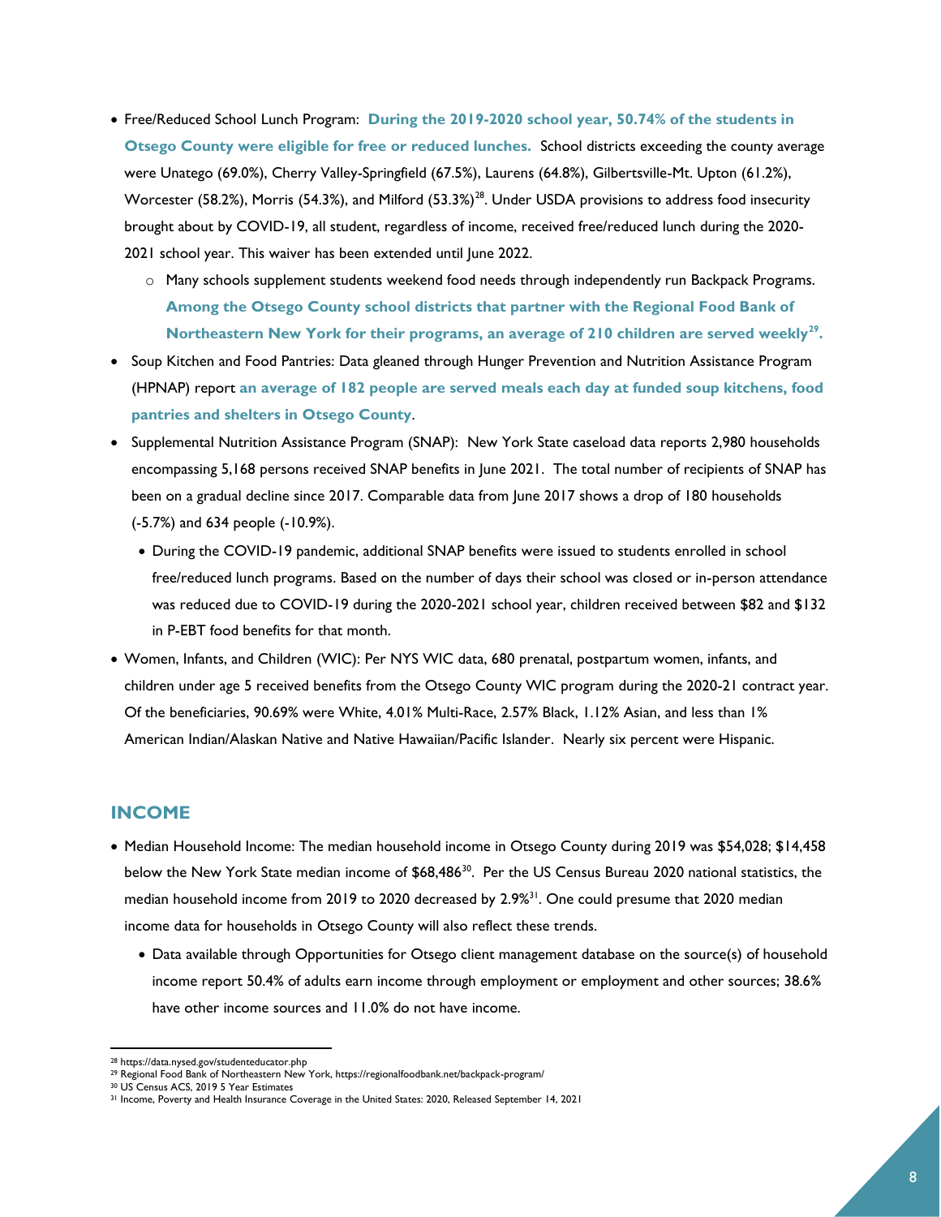- Free/Reduced School Lunch Program: **During the 2019-2020 school year, 50.74% of the students in Otsego County were eligible for free or reduced lunches.** School districts exceeding the county average were Unatego (69.0%), Cherry Valley-Springfield (67.5%), Laurens (64.8%), Gilbertsville-Mt. Upton (61.2%), Worcester (58.2%), Morris (54.3%), and Milford (53.3%)[28]. Under USDA provisions to address food insecurity brought about by COVID-19, all student, regardless of income, received free/reduced lunch during the 2020-2021 school year. This waiver has been extended until June 2022.
    - Many schools supplement students weekend food needs through independently run Backpack Programs. **Among the Otsego County school districts that partner with the Regional Food Bank of Northeastern New York for their programs, an average of 210 children are served weekly[29].**
- Soup Kitchen and Food Pantries: Data gleaned through Hunger Prevention and Nutrition Assistance Program (HPNAP) report **an average of 182 people are served meals each day at funded soup kitchens, food pantries and shelters in Otsego County**.
- Supplemental Nutrition Assistance Program (SNAP): New York State caseload data reports 2,980 households encompassing 5,168 persons received SNAP benefits in June 2021. The total number of recipients of SNAP has been on a gradual decline since 2017. Comparable data from June 2017 shows a drop of 180 households (-5.7%) and 634 people (-10.9%).
    - During the COVID-19 pandemic, additional SNAP benefits were issued to students enrolled in school free/reduced lunch programs. Based on the number of days their school was closed or in-person attendance was reduced due to COVID-19 during the 2020-2021 school year, children received between $82 and $132 in P-EBT food benefits for that month.
- Women, Infants, and Children (WIC): Per NYS WIC data, 680 prenatal, postpartum women, infants, and children under age 5 received benefits from the Otsego County WIC program during the 2020-21 contract year. Of the beneficiaries, 90.69% were White, 4.01% Multi-Race, 2.57% Black, 1.12% Asian, and less than 1% American Indian/Alaskan Native and Native Hawaiian/Pacific Islander. Nearly six percent were Hispanic.

## INCOME

- Median Household Income: The median household income in Otsego County during 2019 was $54,028; $14,458 below the New York State median income of $68,486[30]. Per the US Census Bureau 2020 national statistics, the median household income from 2019 to 2020 decreased by 2.9%[31]. One could presume that 2020 median income data for households in Otsego County will also reflect these trends.
    - Data available through Opportunities for Otsego client management database on the source(s) of household income report 50.4% of adults earn income through employment or employment and other sources; 38.6% have other income sources and 11.0% do not have income.

---

[28] https://data.nysed.gov/studenteducator.php
[29] Regional Food Bank of Northeastern New York, https://regionalfoodbank.net/backpack-program/
[30] US Census ACS, 2019 5 Year Estimates
[31] Income, Poverty and Health Insurance Coverage in the United States: 2020, Released September 14, 2021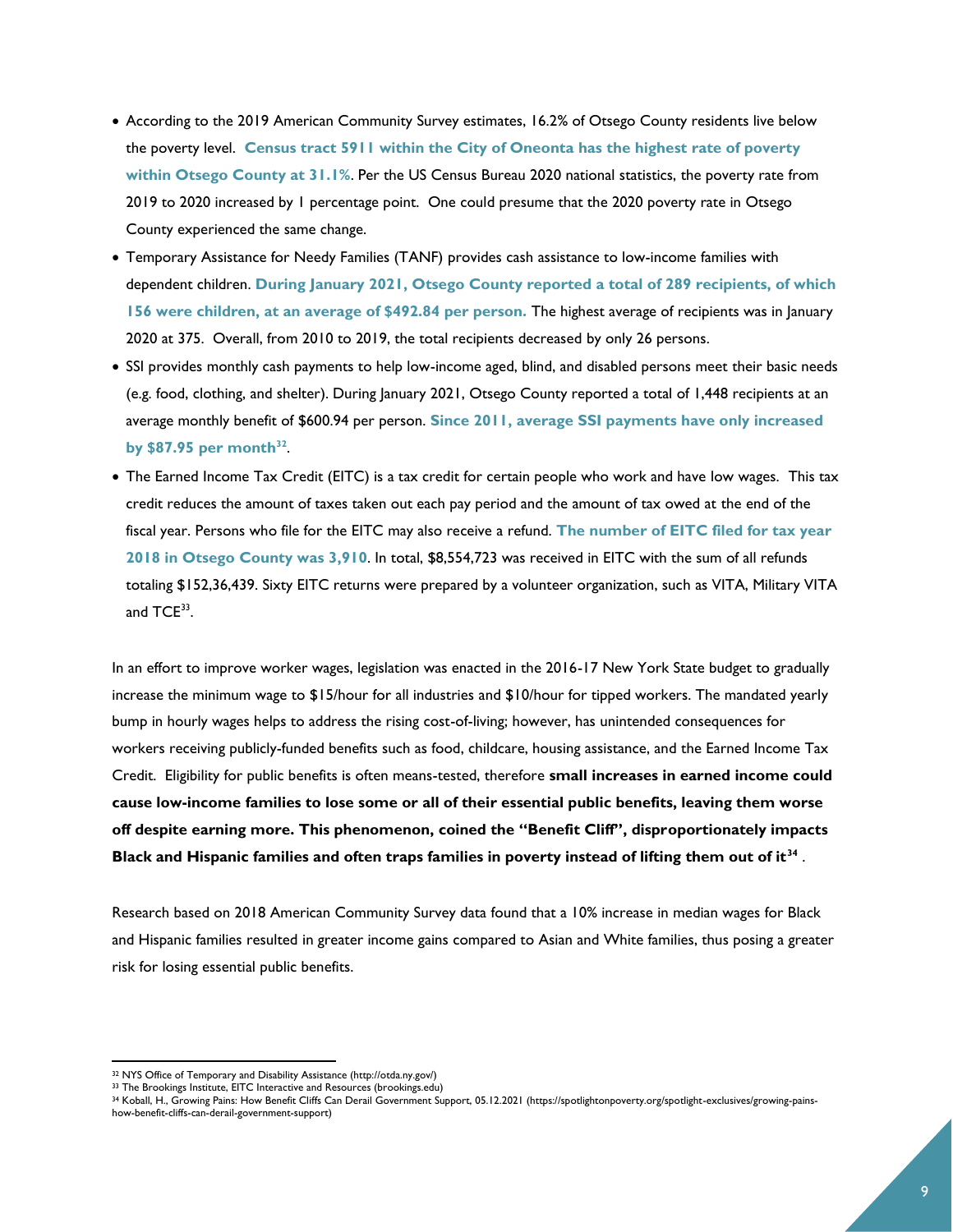- According to the 2019 American Community Survey estimates, 16.2% of Otsego County residents live below the poverty level. **Census tract 5911 within the City of Oneonta has the highest rate of poverty within Otsego County at 31.1%**. Per the US Census Bureau 2020 national statistics, the poverty rate from 2019 to 2020 increased by 1 percentage point. One could presume that the 2020 poverty rate in Otsego County experienced the same change.
- Temporary Assistance for Needy Families (TANF) provides cash assistance to low-income families with dependent children. **During January 2021, Otsego County reported a total of 289 recipients, of which 156 were children, at an average of $492.84 per person.** The highest average of recipients was in January 2020 at 375. Overall, from 2010 to 2019, the total recipients decreased by only 26 persons.
- SSI provides monthly cash payments to help low-income aged, blind, and disabled persons meet their basic needs (e.g. food, clothing, and shelter). During January 2021, Otsego County reported a total of 1,448 recipients at an average monthly benefit of $600.94 per person. **Since 2011, average SSI payments have only increased by $87.95 per month[32]**.
- The Earned Income Tax Credit (EITC) is a tax credit for certain people who work and have low wages. This tax credit reduces the amount of taxes taken out each pay period and the amount of tax owed at the end of the fiscal year. Persons who file for the EITC may also receive a refund. **The number of EITC filed for tax year 2018 in Otsego County was 3,910**. In total, $8,554,723 was received in EITC with the sum of all refunds totaling $152,36,439. Sixty EITC returns were prepared by a volunteer organization, such as VITA, Military VITA and TCE[33].

In an effort to improve worker wages, legislation was enacted in the 2016-17 New York State budget to gradually increase the minimum wage to $15/hour for all industries and $10/hour for tipped workers. The mandated yearly bump in hourly wages helps to address the rising cost-of-living; however, has unintended consequences for workers receiving publicly-funded benefits such as food, childcare, housing assistance, and the Earned Income Tax Credit. Eligibility for public benefits is often means-tested, therefore **small increases in earned income could cause low-income families to lose some or all of their essential public benefits, leaving them worse off despite earning more. This phenomenon, coined the "Benefit Cliff", disproportionately impacts Black and Hispanic families and often traps families in poverty instead of lifting them out of it[34]** .

Research based on 2018 American Community Survey data found that a 10% increase in median wages for Black and Hispanic families resulted in greater income gains compared to Asian and White families, thus posing a greater risk for losing essential public benefits.

---

[32] NYS Office of Temporary and Disability Assistance (http://otda.ny.gov/)

[33] The Brookings Institute, EITC Interactive and Resources (brookings.edu)

[34] Koball, H., Growing Pains: How Benefit Cliffs Can Derail Government Support, 05.12.2021 (https://spotlightonpoverty.org/spotlight-exclusives/growing-pains-how-benefit-cliffs-can-derail-government-support)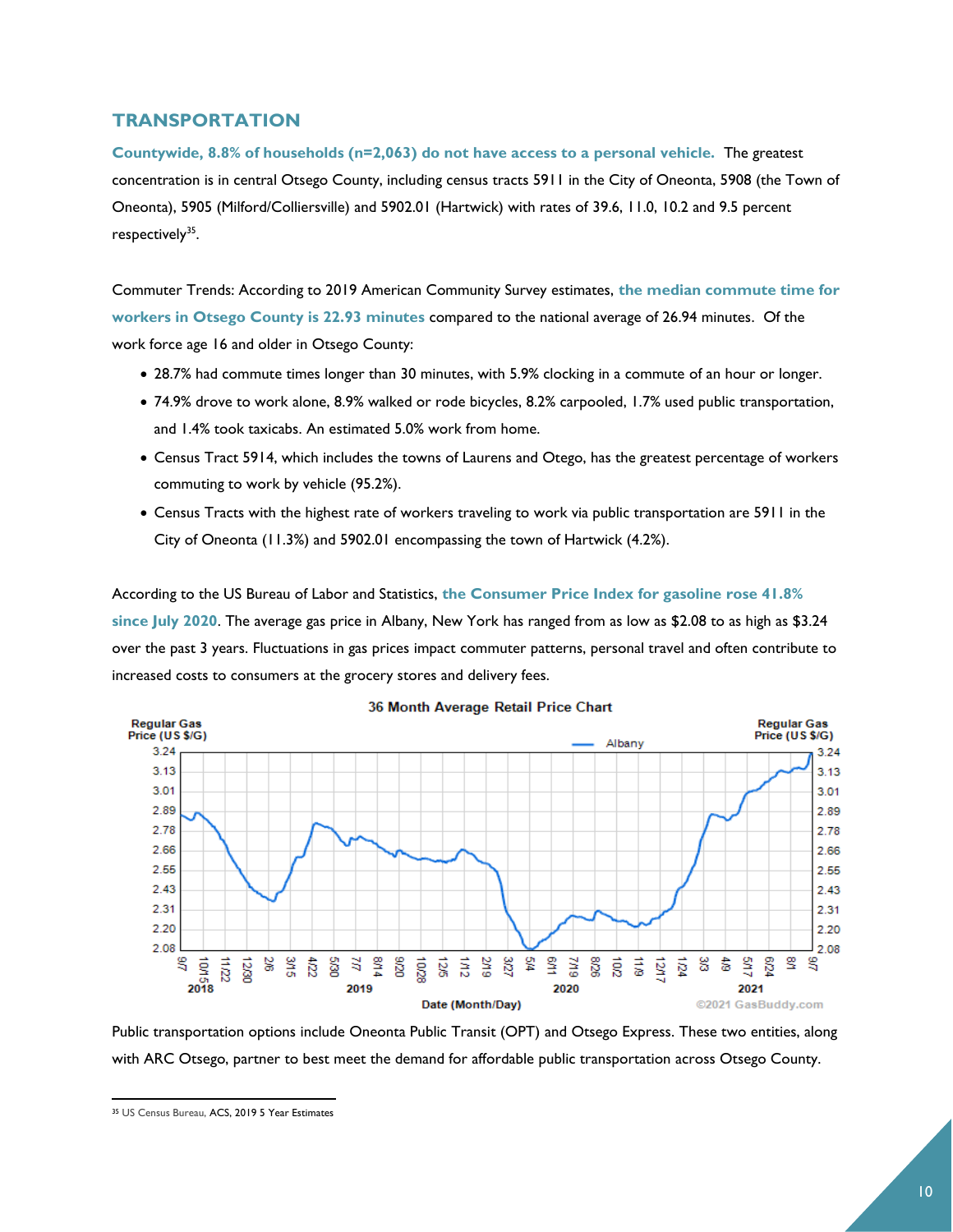## TRANSPORTATION

**Countywide, 8.8% of households (n=2,063) do not have access to a personal vehicle.** The greatest concentration is in central Otsego County, including census tracts 5911 in the City of Oneonta, 5908 (the Town of Oneonta), 5905 (Milford/Colliersville) and 5902.01 (Hartwick) with rates of 39.6, 11.0, 10.2 and 9.5 percent respectively[35].

Commuter Trends: According to 2019 American Community Survey estimates, **the median commute time for workers in Otsego County is 22.93 minutes** compared to the national average of 26.94 minutes. Of the work force age 16 and older in Otsego County:

- 28.7% had commute times longer than 30 minutes, with 5.9% clocking in a commute of an hour or longer.
- 74.9% drove to work alone, 8.9% walked or rode bicycles, 8.2% carpooled, 1.7% used public transportation, and 1.4% took taxicabs. An estimated 5.0% work from home.
- Census Tract 5914, which includes the towns of Laurens and Otego, has the greatest percentage of workers commuting to work by vehicle (95.2%).
- Census Tracts with the highest rate of workers traveling to work via public transportation are 5911 in the City of Oneonta (11.3%) and 5902.01 encompassing the town of Hartwick (4.2%).

According to the US Bureau of Labor and Statistics, **the Consumer Price Index for gasoline rose 41.8% since July 2020**. The average gas price in Albany, New York has ranged from as low as $2.08 to as high as $3.24 over the past 3 years. Fluctuations in gas prices impact commuter patterns, personal travel and often contribute to increased costs to consumers at the grocery stores and delivery fees.

36 Month Average Retail Price Chart

Regular Gas Price (US $/G)

Albany

3.24
3.13
3.01
2.89
2.78
2.66
2.55
2.43
2.31
2.20
2.08

9/7 10/15 11/22 12/30 2/6 3/15 4/22 5/30 7/7 8/14 9/20 10/28 12/5 1/12 2/19 3/27 5/4 6/11 7/19 8/26 10/2 11/9 12/17 1/24 3/3 4/9 5/17 6/24 8/1 9/7

2018 2019 2020 2021

Date (Month/Day)

©2021 GasBuddy.com

Public transportation options include Oneonta Public Transit (OPT) and Otsego Express. These two entities, along with ARC Otsego, partner to best meet the demand for affordable public transportation across Otsego County.

[35] US Census Bureau, ACS, 2019 5 Year Estimates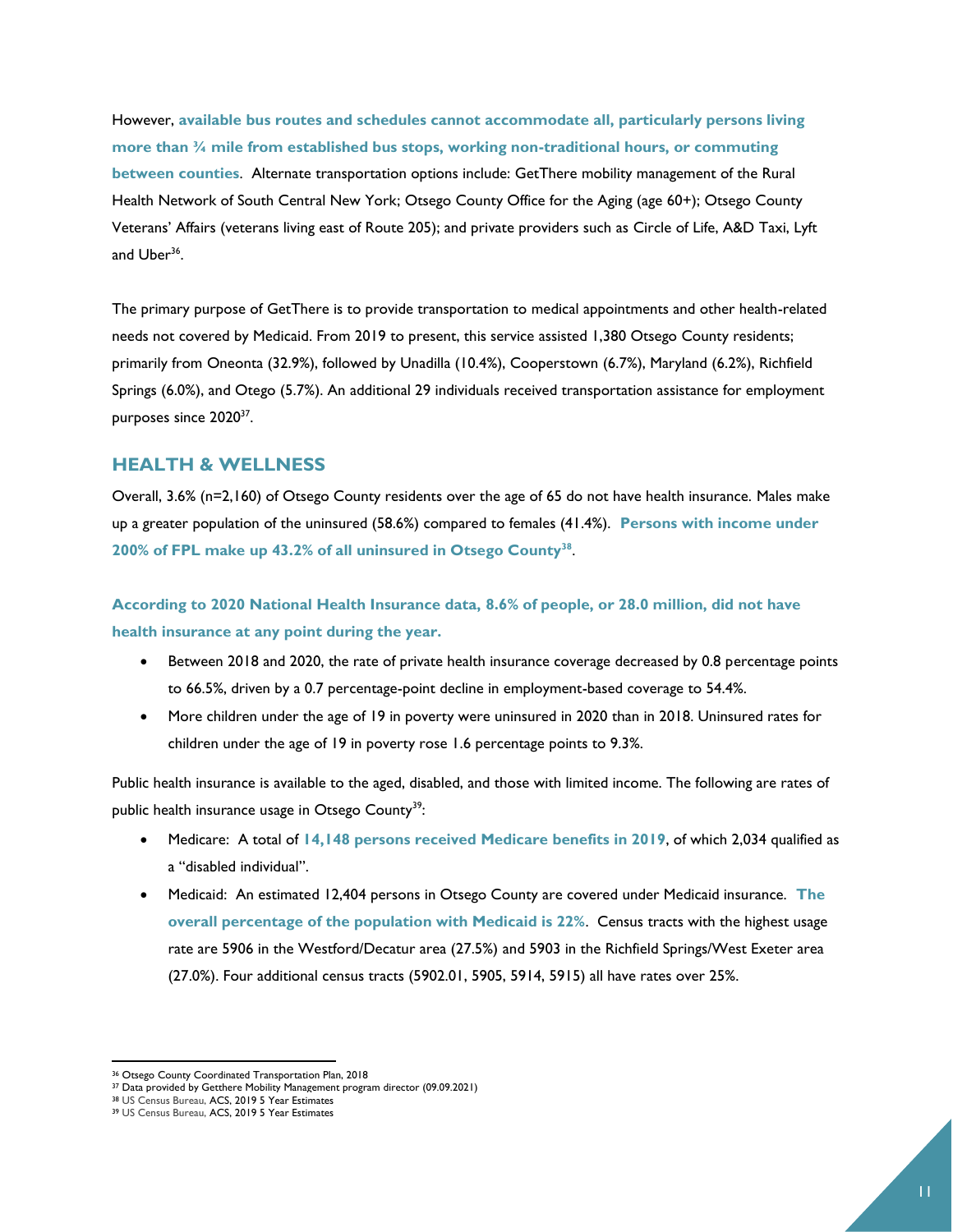However, **available bus routes and schedules cannot accommodate all, particularly persons living more than ¾ mile from established bus stops, working non-traditional hours, or commuting between counties**. Alternate transportation options include: GetThere mobility management of the Rural Health Network of South Central New York; Otsego County Office for the Aging (age 60+); Otsego County Veterans' Affairs (veterans living east of Route 205); and private providers such as Circle of Life, A&D Taxi, Lyft and Uber[36].

The primary purpose of GetThere is to provide transportation to medical appointments and other health-related needs not covered by Medicaid. From 2019 to present, this service assisted 1,380 Otsego County residents; primarily from Oneonta (32.9%), followed by Unadilla (10.4%), Cooperstown (6.7%), Maryland (6.2%), Richfield Springs (6.0%), and Otego (5.7%). An additional 29 individuals received transportation assistance for employment purposes since 2020[37].

## HEALTH & WELLNESS

Overall, 3.6% (n=2,160) of Otsego County residents over the age of 65 do not have health insurance. Males make up a greater population of the uninsured (58.6%) compared to females (41.4%). **Persons with income under 200% of FPL make up 43.2% of all uninsured in Otsego County[38]**.

**According to 2020 National Health Insurance data, 8.6% of people, or 28.0 million, did not have health insurance at any point during the year.**

- Between 2018 and 2020, the rate of private health insurance coverage decreased by 0.8 percentage points to 66.5%, driven by a 0.7 percentage-point decline in employment-based coverage to 54.4%.
- More children under the age of 19 in poverty were uninsured in 2020 than in 2018. Uninsured rates for children under the age of 19 in poverty rose 1.6 percentage points to 9.3%.

Public health insurance is available to the aged, disabled, and those with limited income. The following are rates of public health insurance usage in Otsego County[39]:

- Medicare: A total of **14,148 persons received Medicare benefits in 2019**, of which 2,034 qualified as a "disabled individual".
- Medicaid: An estimated 12,404 persons in Otsego County are covered under Medicaid insurance. **The overall percentage of the population with Medicaid is 22%**. Census tracts with the highest usage rate are 5906 in the Westford/Decatur area (27.5%) and 5903 in the Richfield Springs/West Exeter area (27.0%). Four additional census tracts (5902.01, 5905, 5914, 5915) all have rates over 25%.

---

[36] Otsego County Coordinated Transportation Plan, 2018
[37] Data provided by Getthere Mobility Management program director (09.09.2021)
[38] US Census Bureau, ACS, 2019 5 Year Estimates
[39] US Census Bureau, ACS, 2019 5 Year Estimates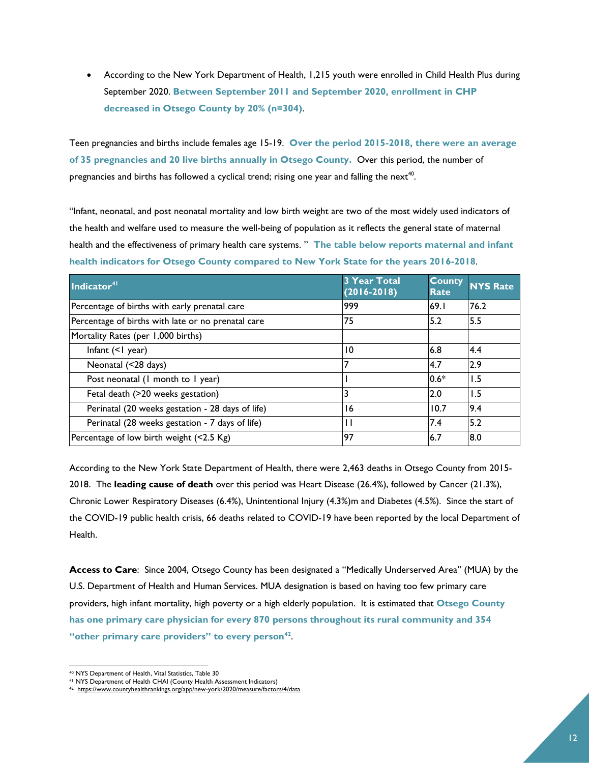- According to the New York Department of Health, 1,215 youth were enrolled in Child Health Plus during September 2020. **Between September 2011 and September 2020, enrollment in CHP decreased in Otsego County by 20% (n=304)**.

Teen pregnancies and births include females age 15-19. **Over the period 2015-2018, there were an average of 35 pregnancies and 20 live births annually in Otsego County.** Over this period, the number of pregnancies and births has followed a cyclical trend; rising one year and falling the next[40].

"Infant, neonatal, and post neonatal mortality and low birth weight are two of the most widely used indicators of the health and welfare used to measure the well-being of population as it reflects the general state of maternal health and the effectiveness of primary health care systems. " **The table below reports maternal and infant health indicators for Otsego County compared to New York State for the years 2016-2018**.

| Indicator[41] | 3 Year Total (2016-2018) | County Rate | NYS Rate |
|---|---|---|---|
| Percentage of births with early prenatal care | 999 | 69.1 | 76.2 |
| Percentage of births with late or no prenatal care | 75 | 5.2 | 5.5 |
| Mortality Rates (per 1,000 births) | | | |
| Infant (<1 year) | 10 | 6.8 | 4.4 |
| Neonatal (<28 days) | 7 | 4.7 | 2.9 |
| Post neonatal (1 month to 1 year) | 1 | 0.6* | 1.5 |
| Fetal death (>20 weeks gestation) | 3 | 2.0 | 1.5 |
| Perinatal (20 weeks gestation - 28 days of life) | 16 | 10.7 | 9.4 |
| Perinatal (28 weeks gestation - 7 days of life) | 11 | 7.4 | 5.2 |
| Percentage of low birth weight (<2.5 Kg) | 97 | 6.7 | 8.0 |

According to the New York State Department of Health, there were 2,463 deaths in Otsego County from 2015-2018. The **leading cause of death** over this period was Heart Disease (26.4%), followed by Cancer (21.3%), Chronic Lower Respiratory Diseases (6.4%), Unintentional Injury (4.3%)m and Diabetes (4.5%). Since the start of the COVID-19 public health crisis, 66 deaths related to COVID-19 have been reported by the local Department of Health.

**Access to Care**: Since 2004, Otsego County has been designated a "Medically Underserved Area" (MUA) by the U.S. Department of Health and Human Services. MUA designation is based on having too few primary care providers, high infant mortality, high poverty or a high elderly population. It is estimated that **Otsego County has one primary care physician for every 870 persons throughout its rural community and 354 "other primary care providers" to every person[42]**.

---

[40] NYS Department of Health, Vital Statistics, Table 30

[41] NYS Department of Health CHAI (County Health Assessment Indicators)

[42] https://www.countyhealthrankings.org/app/new-york/2020/measure/factors/4/data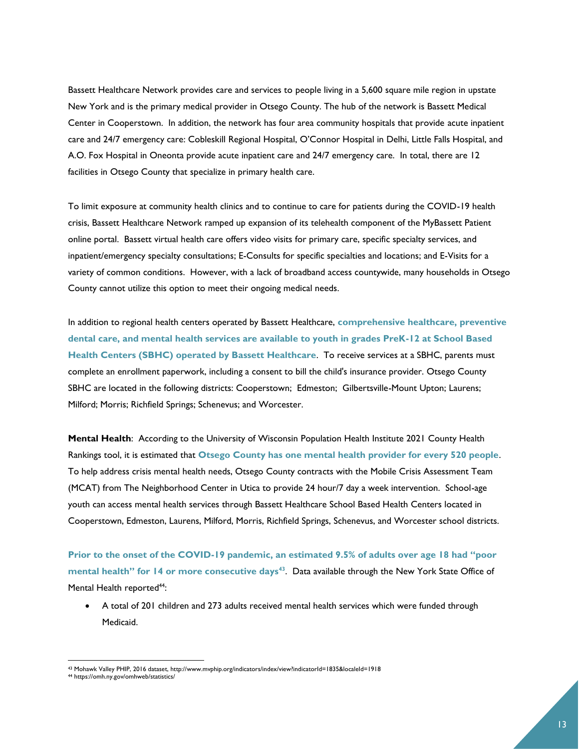Bassett Healthcare Network provides care and services to people living in a 5,600 square mile region in upstate New York and is the primary medical provider in Otsego County. The hub of the network is Bassett Medical Center in Cooperstown. In addition, the network has four area community hospitals that provide acute inpatient care and 24/7 emergency care: Cobleskill Regional Hospital, O'Connor Hospital in Delhi, Little Falls Hospital, and A.O. Fox Hospital in Oneonta provide acute inpatient care and 24/7 emergency care. In total, there are 12 facilities in Otsego County that specialize in primary health care.

To limit exposure at community health clinics and to continue to care for patients during the COVID-19 health crisis, Bassett Healthcare Network ramped up expansion of its telehealth component of the MyBassett Patient online portal. Bassett virtual health care offers video visits for primary care, specific specialty services, and inpatient/emergency specialty consultations; E-Consults for specific specialties and locations; and E-Visits for a variety of common conditions. However, with a lack of broadband access countywide, many households in Otsego County cannot utilize this option to meet their ongoing medical needs.

In addition to regional health centers operated by Bassett Healthcare, **comprehensive healthcare, preventive dental care, and mental health services are available to youth in grades PreK-12 at School Based Health Centers (SBHC) operated by Bassett Healthcare**. To receive services at a SBHC, parents must complete an enrollment paperwork, including a consent to bill the child's insurance provider. Otsego County SBHC are located in the following districts: Cooperstown; Edmeston; Gilbertsville-Mount Upton; Laurens; Milford; Morris; Richfield Springs; Schenevus; and Worcester.

**Mental Health**: According to the University of Wisconsin Population Health Institute 2021 County Health Rankings tool, it is estimated that **Otsego County has one mental health provider for every 520 people**. To help address crisis mental health needs, Otsego County contracts with the Mobile Crisis Assessment Team (MCAT) from The Neighborhood Center in Utica to provide 24 hour/7 day a week intervention. School-age youth can access mental health services through Bassett Healthcare School Based Health Centers located in Cooperstown, Edmeston, Laurens, Milford, Morris, Richfield Springs, Schenevus, and Worcester school districts.

**Prior to the onset of the COVID-19 pandemic, an estimated 9.5% of adults over age 18 had "poor mental health" for 14 or more consecutive days**[43]. Data available through the New York State Office of Mental Health reported[44]:

- A total of 201 children and 273 adults received mental health services which were funded through Medicaid.

---

[43] Mohawk Valley PHIP, 2016 dataset, http://www.mvphip.org/indicators/index/view?indicatorId=1835&localeId=1918

[44] https://omh.ny.gov/omhweb/statistics/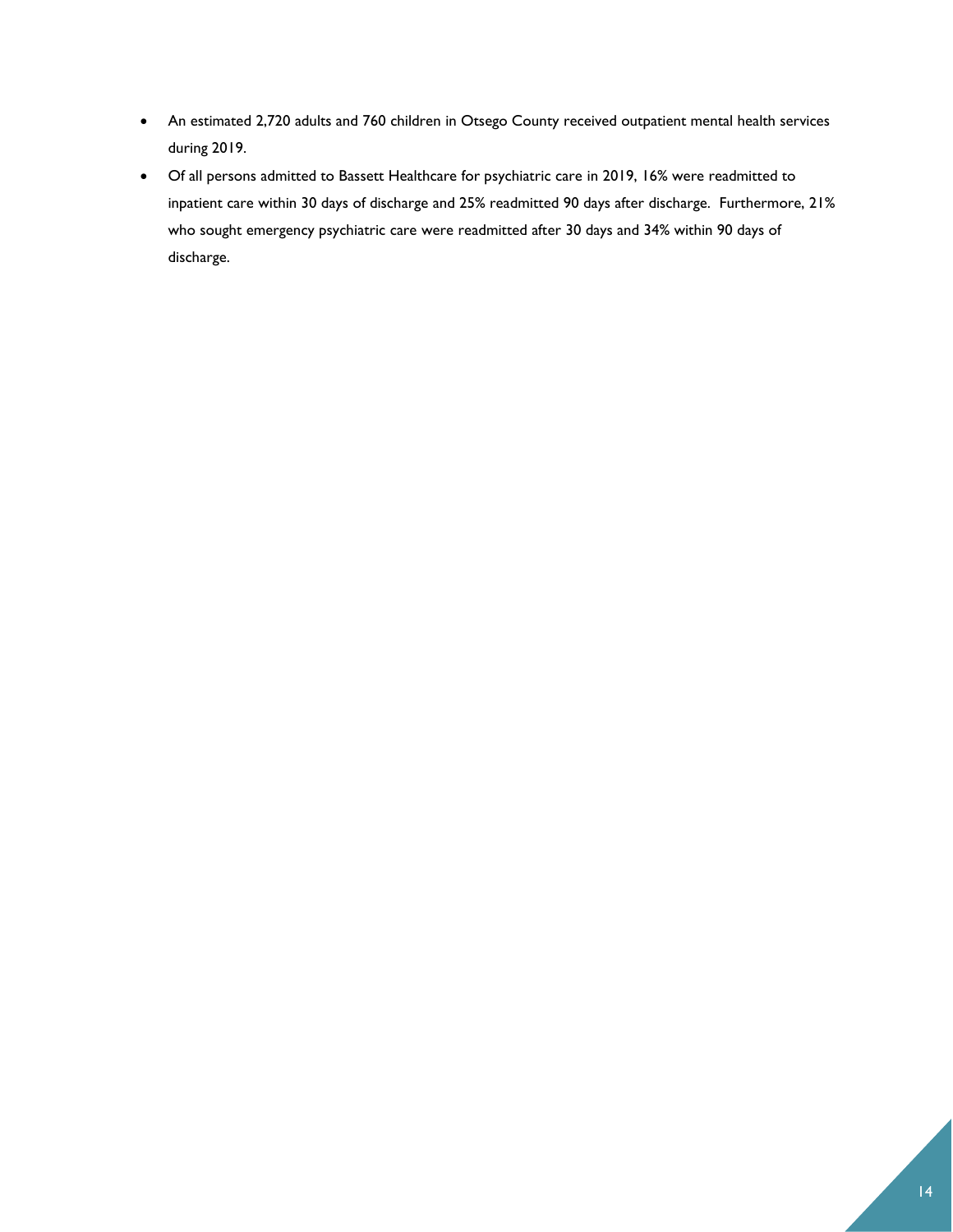- An estimated 2,720 adults and 760 children in Otsego County received outpatient mental health services during 2019.
- Of all persons admitted to Bassett Healthcare for psychiatric care in 2019, 16% were readmitted to inpatient care within 30 days of discharge and 25% readmitted 90 days after discharge. Furthermore, 21% who sought emergency psychiatric care were readmitted after 30 days and 34% within 90 days of discharge.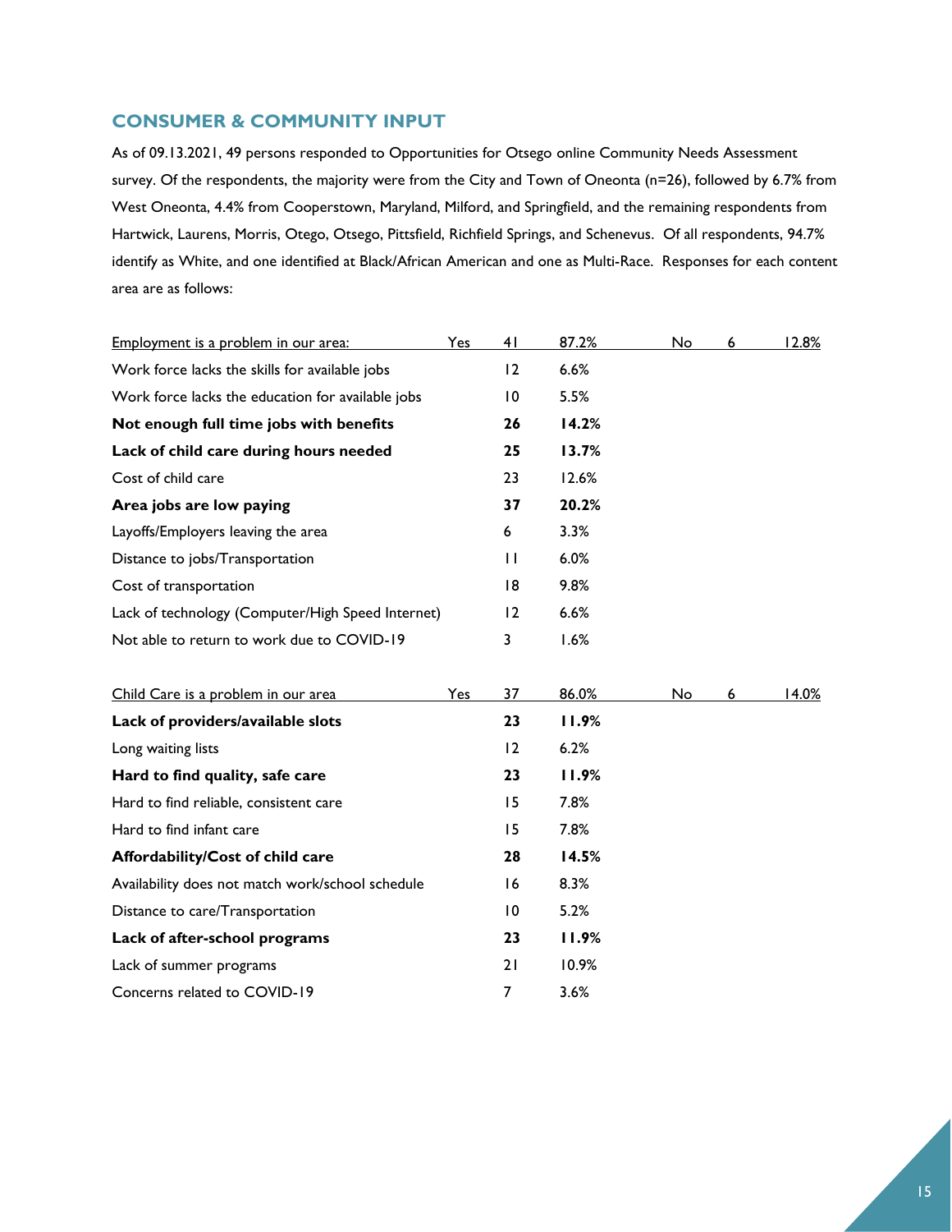## CONSUMER & COMMUNITY INPUT

As of 09.13.2021, 49 persons responded to Opportunities for Otsego online Community Needs Assessment survey. Of the respondents, the majority were from the City and Town of Oneonta (n=26), followed by 6.7% from West Oneonta, 4.4% from Cooperstown, Maryland, Milford, and Springfield, and the remaining respondents from Hartwick, Laurens, Morris, Otego, Otsego, Pittsfield, Richfield Springs, and Schenevus. Of all respondents, 94.7% identify as White, and one identified at Black/African American and one as Multi-Race. Responses for each content area are as follows:

| Employment is a problem in our area: | Yes | 41 | 87.2% | No | 6 | 12.8% |
|---|---|---|---|---|---|---|
| Work force lacks the skills for available jobs | | 12 | 6.6% | | | |
| Work force lacks the education for available jobs | | 10 | 5.5% | | | |
| **Not enough full time jobs with benefits** | | **26** | **14.2%** | | | |
| **Lack of child care during hours needed** | | **25** | **13.7%** | | | |
| Cost of child care | | 23 | 12.6% | | | |
| **Area jobs are low paying** | | **37** | **20.2%** | | | |
| Layoffs/Employers leaving the area | | 6 | 3.3% | | | |
| Distance to jobs/Transportation | | 11 | 6.0% | | | |
| Cost of transportation | | 18 | 9.8% | | | |
| Lack of technology (Computer/High Speed Internet) | | 12 | 6.6% | | | |
| Not able to return to work due to COVID-19 | | 3 | 1.6% | | | |

| Child Care is a problem in our area | Yes | 37 | 86.0% | No | 6 | 14.0% |
|---|---|---|---|---|---|---|
| **Lack of providers/available slots** | | **23** | **11.9%** | | | |
| Long waiting lists | | 12 | 6.2% | | | |
| **Hard to find quality, safe care** | | **23** | **11.9%** | | | |
| Hard to find reliable, consistent care | | 15 | 7.8% | | | |
| Hard to find infant care | | 15 | 7.8% | | | |
| **Affordability/Cost of child care** | | **28** | **14.5%** | | | |
| Availability does not match work/school schedule | | 16 | 8.3% | | | |
| Distance to care/Transportation | | 10 | 5.2% | | | |
| **Lack of after-school programs** | | **23** | **11.9%** | | | |
| Lack of summer programs | | 21 | 10.9% | | | |
| Concerns related to COVID-19 | | 7 | 3.6% | | | |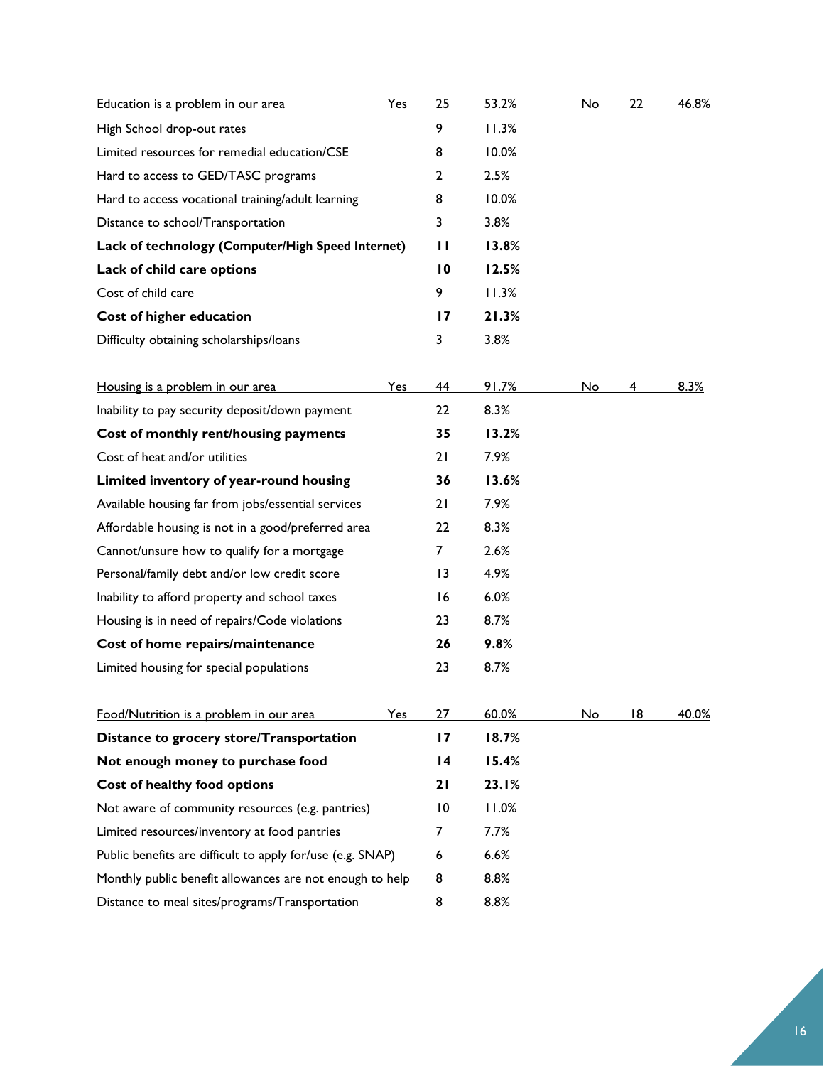| Education is a problem in our area | Yes | 25 | 53.2% | No | 22 | 46.8% |
|---|---|---|---|---|---|---|
| High School drop-out rates | | 9 | 11.3% | | | |
| Limited resources for remedial education/CSE | | 8 | 10.0% | | | |
| Hard to access to GED/TASC programs | | 2 | 2.5% | | | |
| Hard to access vocational training/adult learning | | 8 | 10.0% | | | |
| Distance to school/Transportation | | 3 | 3.8% | | | |
| **Lack of technology (Computer/High Speed Internet)** | | **11** | **13.8%** | | | |
| **Lack of child care options** | | **10** | **12.5%** | | | |
| Cost of child care | | 9 | 11.3% | | | |
| **Cost of higher education** | | **17** | **21.3%** | | | |
| Difficulty obtaining scholarships/loans | | 3 | 3.8% | | | |

| Housing is a problem in our area | Yes | 44 | 91.7% | No | 4 | 8.3% |
|---|---|---|---|---|---|---|
| Inability to pay security deposit/down payment | | 22 | 8.3% | | | |
| **Cost of monthly rent/housing payments** | | **35** | **13.2%** | | | |
| Cost of heat and/or utilities | | 21 | 7.9% | | | |
| **Limited inventory of year-round housing** | | **36** | **13.6%** | | | |
| Available housing far from jobs/essential services | | 21 | 7.9% | | | |
| Affordable housing is not in a good/preferred area | | 22 | 8.3% | | | |
| Cannot/unsure how to qualify for a mortgage | | 7 | 2.6% | | | |
| Personal/family debt and/or low credit score | | 13 | 4.9% | | | |
| Inability to afford property and school taxes | | 16 | 6.0% | | | |
| Housing is in need of repairs/Code violations | | 23 | 8.7% | | | |
| **Cost of home repairs/maintenance** | | **26** | **9.8%** | | | |
| Limited housing for special populations | | 23 | 8.7% | | | |

| Food/Nutrition is a problem in our area | Yes | 27 | 60.0% | No | 18 | 40.0% |
|---|---|---|---|---|---|---|
| **Distance to grocery store/Transportation** | | **17** | **18.7%** | | | |
| **Not enough money to purchase food** | | **14** | **15.4%** | | | |
| **Cost of healthy food options** | | **21** | **23.1%** | | | |
| Not aware of community resources (e.g. pantries) | | 10 | 11.0% | | | |
| Limited resources/inventory at food pantries | | 7 | 7.7% | | | |
| Public benefits are difficult to apply for/use (e.g. SNAP) | | 6 | 6.6% | | | |
| Monthly public benefit allowances are not enough to help | | 8 | 8.8% | | | |
| Distance to meal sites/programs/Transportation | | 8 | 8.8% | | | |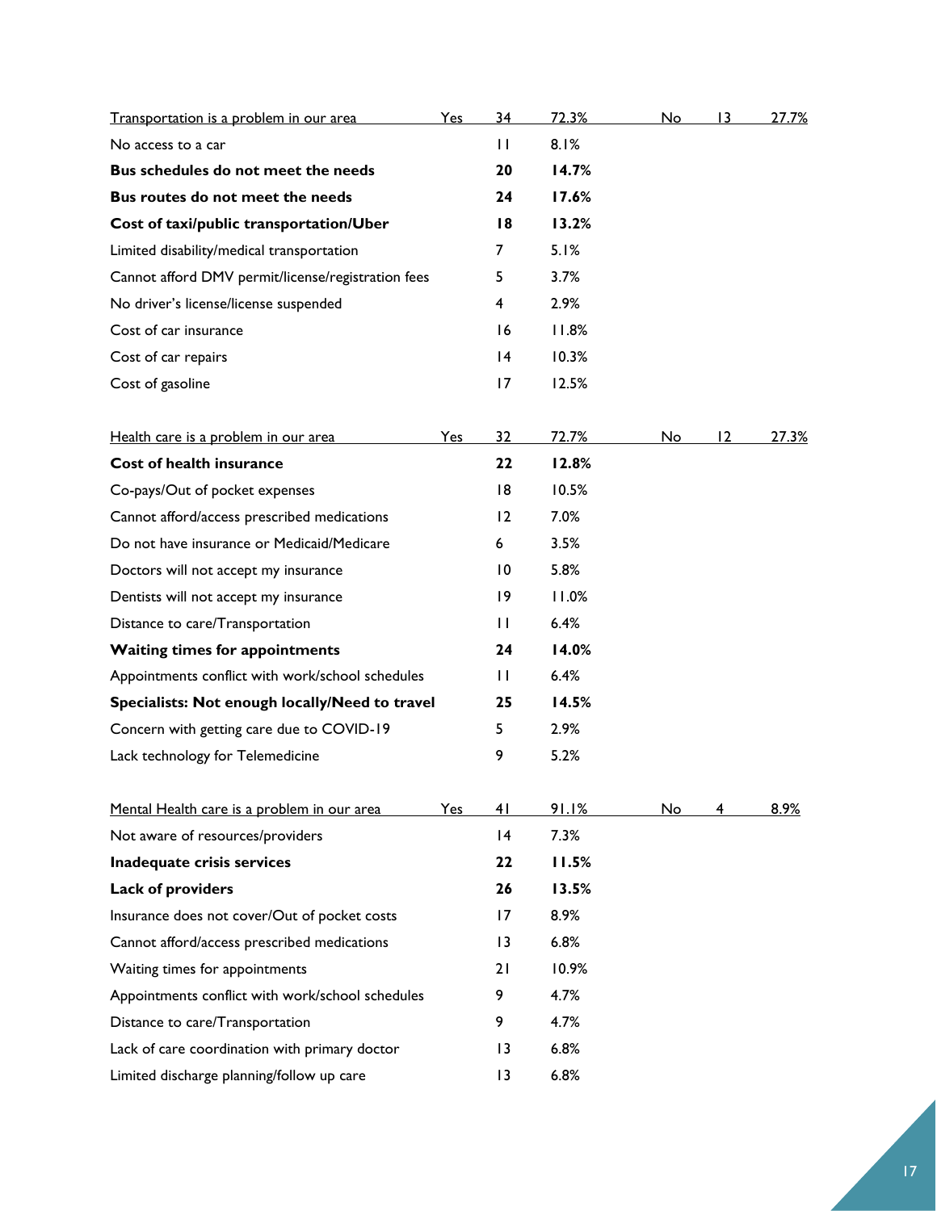| Transportation is a problem in our area | Yes | 34 | 72.3% | No | 13 | 27.7% |
|---|---|---|---|---|---|---|
| No access to a car | | 11 | 8.1% | | | |
| **Bus schedules do not meet the needs** | | **20** | **14.7%** | | | |
| **Bus routes do not meet the needs** | | **24** | **17.6%** | | | |
| **Cost of taxi/public transportation/Uber** | | **18** | **13.2%** | | | |
| Limited disability/medical transportation | | 7 | 5.1% | | | |
| Cannot afford DMV permit/license/registration fees | | 5 | 3.7% | | | |
| No driver's license/license suspended | | 4 | 2.9% | | | |
| Cost of car insurance | | 16 | 11.8% | | | |
| Cost of car repairs | | 14 | 10.3% | | | |
| Cost of gasoline | | 17 | 12.5% | | | |

| Health care is a problem in our area | Yes | 32 | 72.7% | No | 12 | 27.3% |
|---|---|---|---|---|---|---|
| **Cost of health insurance** | | **22** | **12.8%** | | | |
| Co-pays/Out of pocket expenses | | 18 | 10.5% | | | |
| Cannot afford/access prescribed medications | | 12 | 7.0% | | | |
| Do not have insurance or Medicaid/Medicare | | 6 | 3.5% | | | |
| Doctors will not accept my insurance | | 10 | 5.8% | | | |
| Dentists will not accept my insurance | | 19 | 11.0% | | | |
| Distance to care/Transportation | | 11 | 6.4% | | | |
| **Waiting times for appointments** | | **24** | **14.0%** | | | |
| Appointments conflict with work/school schedules | | 11 | 6.4% | | | |
| **Specialists: Not enough locally/Need to travel** | | **25** | **14.5%** | | | |
| Concern with getting care due to COVID-19 | | 5 | 2.9% | | | |
| Lack technology for Telemedicine | | 9 | 5.2% | | | |

| Mental Health care is a problem in our area | Yes | 41 | 91.1% | No | 4 | 8.9% |
|---|---|---|---|---|---|---|
| Not aware of resources/providers | | 14 | 7.3% | | | |
| **Inadequate crisis services** | | **22** | **11.5%** | | | |
| **Lack of providers** | | **26** | **13.5%** | | | |
| Insurance does not cover/Out of pocket costs | | 17 | 8.9% | | | |
| Cannot afford/access prescribed medications | | 13 | 6.8% | | | |
| Waiting times for appointments | | 21 | 10.9% | | | |
| Appointments conflict with work/school schedules | | 9 | 4.7% | | | |
| Distance to care/Transportation | | 9 | 4.7% | | | |
| Lack of care coordination with primary doctor | | 13 | 6.8% | | | |
| Limited discharge planning/follow up care | | 13 | 6.8% | | | |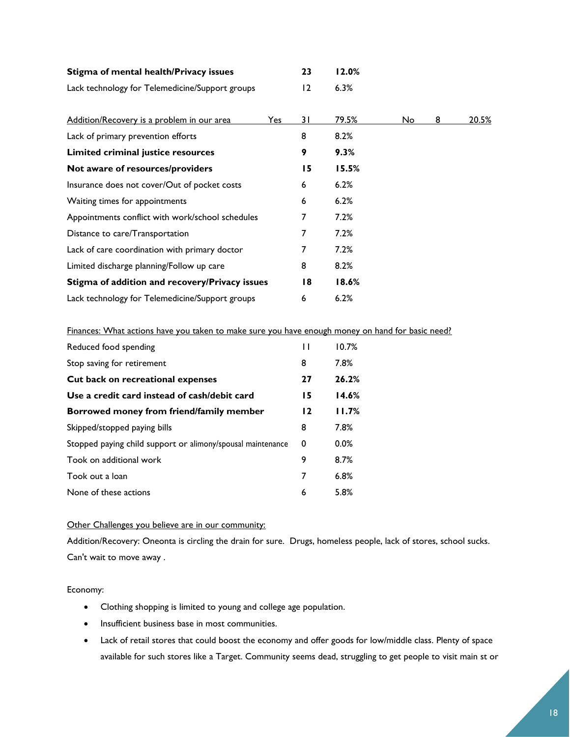| | | |
|---|---|---|
| **Stigma of mental health/Privacy issues** | **23** | **12.0%** |
| Lack technology for Telemedicine/Support groups | 12 | 6.3% |

| Addition/Recovery is a problem in our area | Yes | 31 | 79.5% | No | 8 | 20.5% |
|---|---|---|---|---|---|---|
| Lack of primary prevention efforts | | 8 | 8.2% | | | |
| **Limited criminal justice resources** | | **9** | **9.3%** | | | |
| **Not aware of resources/providers** | | **15** | **15.5%** | | | |
| Insurance does not cover/Out of pocket costs | | 6 | 6.2% | | | |
| Waiting times for appointments | | 6 | 6.2% | | | |
| Appointments conflict with work/school schedules | | 7 | 7.2% | | | |
| Distance to care/Transportation | | 7 | 7.2% | | | |
| Lack of care coordination with primary doctor | | 7 | 7.2% | | | |
| Limited discharge planning/Follow up care | | 8 | 8.2% | | | |
| **Stigma of addition and recovery/Privacy issues** | | **18** | **18.6%** | | | |
| Lack technology for Telemedicine/Support groups | | 6 | 6.2% | | | |

Finances: What actions have you taken to make sure you have enough money on hand for basic need?

| | | |
|---|---|---|
| Reduced food spending | 11 | 10.7% |
| Stop saving for retirement | 8 | 7.8% |
| **Cut back on recreational expenses** | **27** | **26.2%** |
| **Use a credit card instead of cash/debit card** | **15** | **14.6%** |
| **Borrowed money from friend/family member** | **12** | **11.7%** |
| Skipped/stopped paying bills | 8 | 7.8% |
| Stopped paying child support or alimony/spousal maintenance | 0 | 0.0% |
| Took on additional work | 9 | 8.7% |
| Took out a loan | 7 | 6.8% |
| None of these actions | 6 | 5.8% |

Other Challenges you believe are in our community:

Addition/Recovery: Oneonta is circling the drain for sure. Drugs, homeless people, lack of stores, school sucks. Can't wait to move away .

Economy:

- Clothing shopping is limited to young and college age population.
- Insufficient business base in most communities.
- Lack of retail stores that could boost the economy and offer goods for low/middle class. Plenty of space available for such stores like a Target. Community seems dead, struggling to get people to visit main st or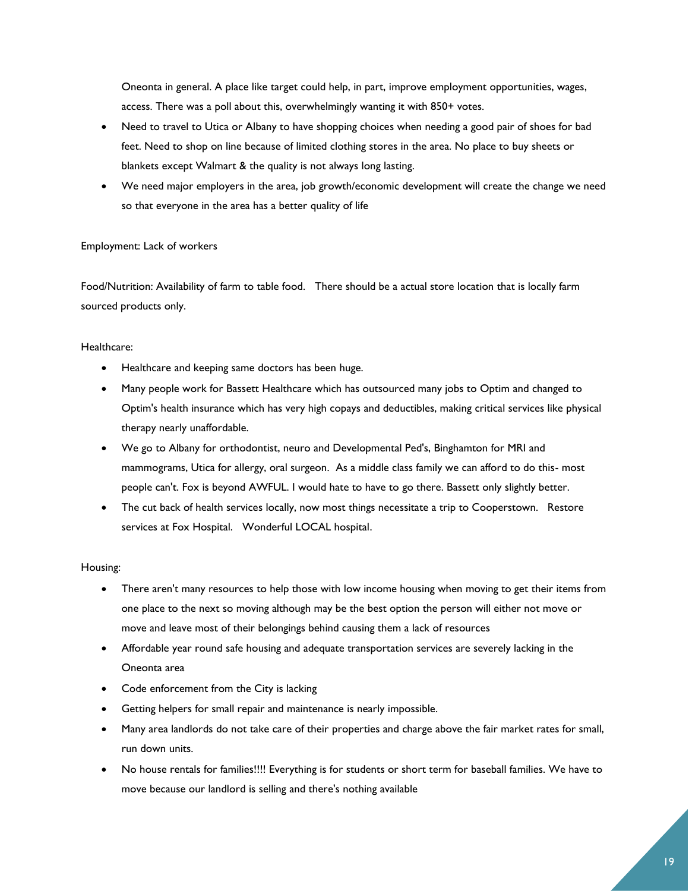Oneonta in general. A place like target could help, in part, improve employment opportunities, wages, access. There was a poll about this, overwhelmingly wanting it with 850+ votes.

- Need to travel to Utica or Albany to have shopping choices when needing a good pair of shoes for bad feet. Need to shop on line because of limited clothing stores in the area. No place to buy sheets or blankets except Walmart & the quality is not always long lasting.
- We need major employers in the area, job growth/economic development will create the change we need so that everyone in the area has a better quality of life

Employment: Lack of workers

Food/Nutrition: Availability of farm to table food. There should be a actual store location that is locally farm sourced products only.

Healthcare:

- Healthcare and keeping same doctors has been huge.
- Many people work for Bassett Healthcare which has outsourced many jobs to Optim and changed to Optim's health insurance which has very high copays and deductibles, making critical services like physical therapy nearly unaffordable.
- We go to Albany for orthodontist, neuro and Developmental Ped's, Binghamton for MRI and mammograms, Utica for allergy, oral surgeon. As a middle class family we can afford to do this- most people can't. Fox is beyond AWFUL. I would hate to have to go there. Bassett only slightly better.
- The cut back of health services locally, now most things necessitate a trip to Cooperstown. Restore services at Fox Hospital. Wonderful LOCAL hospital.

Housing:

- There aren't many resources to help those with low income housing when moving to get their items from one place to the next so moving although may be the best option the person will either not move or move and leave most of their belongings behind causing them a lack of resources
- Affordable year round safe housing and adequate transportation services are severely lacking in the Oneonta area
- Code enforcement from the City is lacking
- Getting helpers for small repair and maintenance is nearly impossible.
- Many area landlords do not take care of their properties and charge above the fair market rates for small, run down units.
- No house rentals for families!!!! Everything is for students or short term for baseball families. We have to move because our landlord is selling and there's nothing available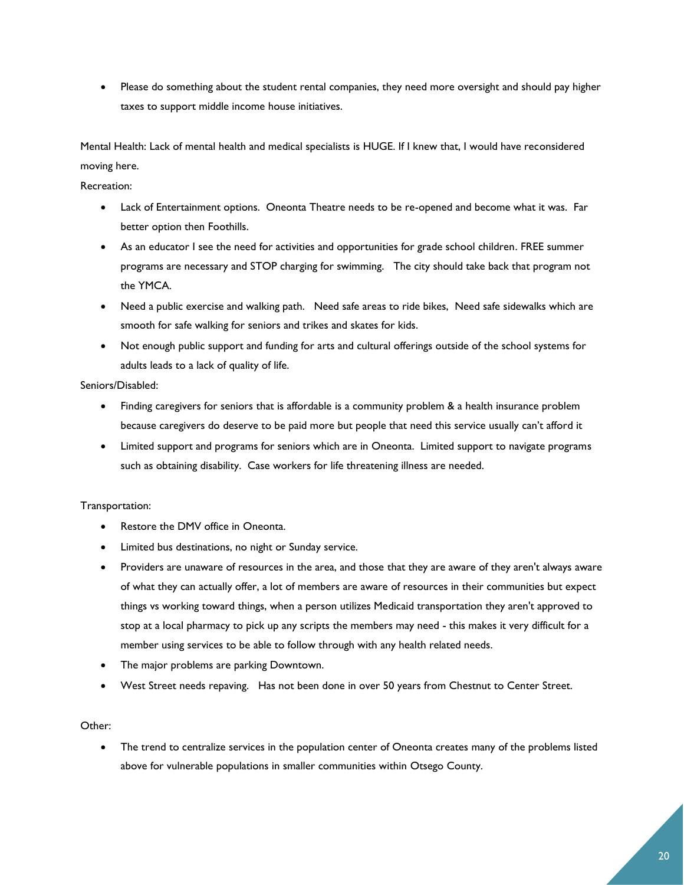- Please do something about the student rental companies, they need more oversight and should pay higher taxes to support middle income house initiatives.

Mental Health: Lack of mental health and medical specialists is HUGE. If I knew that, I would have reconsidered moving here.

Recreation:

- Lack of Entertainment options. Oneonta Theatre needs to be re-opened and become what it was. Far better option then Foothills.
- As an educator I see the need for activities and opportunities for grade school children. FREE summer programs are necessary and STOP charging for swimming. The city should take back that program not the YMCA.
- Need a public exercise and walking path. Need safe areas to ride bikes, Need safe sidewalks which are smooth for safe walking for seniors and trikes and skates for kids.
- Not enough public support and funding for arts and cultural offerings outside of the school systems for adults leads to a lack of quality of life.

Seniors/Disabled:

- Finding caregivers for seniors that is affordable is a community problem & a health insurance problem because caregivers do deserve to be paid more but people that need this service usually can't afford it
- Limited support and programs for seniors which are in Oneonta. Limited support to navigate programs such as obtaining disability. Case workers for life threatening illness are needed.

Transportation:

- Restore the DMV office in Oneonta.
- Limited bus destinations, no night or Sunday service.
- Providers are unaware of resources in the area, and those that they are aware of they aren't always aware of what they can actually offer, a lot of members are aware of resources in their communities but expect things vs working toward things, when a person utilizes Medicaid transportation they aren't approved to stop at a local pharmacy to pick up any scripts the members may need - this makes it very difficult for a member using services to be able to follow through with any health related needs.
- The major problems are parking Downtown.
- West Street needs repaving. Has not been done in over 50 years from Chestnut to Center Street.

Other:

- The trend to centralize services in the population center of Oneonta creates many of the problems listed above for vulnerable populations in smaller communities within Otsego County.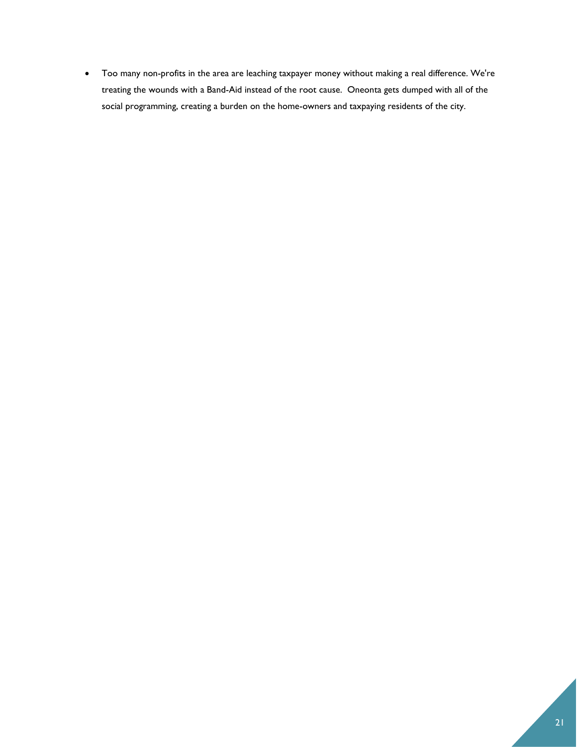- Too many non-profits in the area are leaching taxpayer money without making a real difference. We're treating the wounds with a Band-Aid instead of the root cause.  Oneonta gets dumped with all of the social programming, creating a burden on the home-owners and taxpaying residents of the city.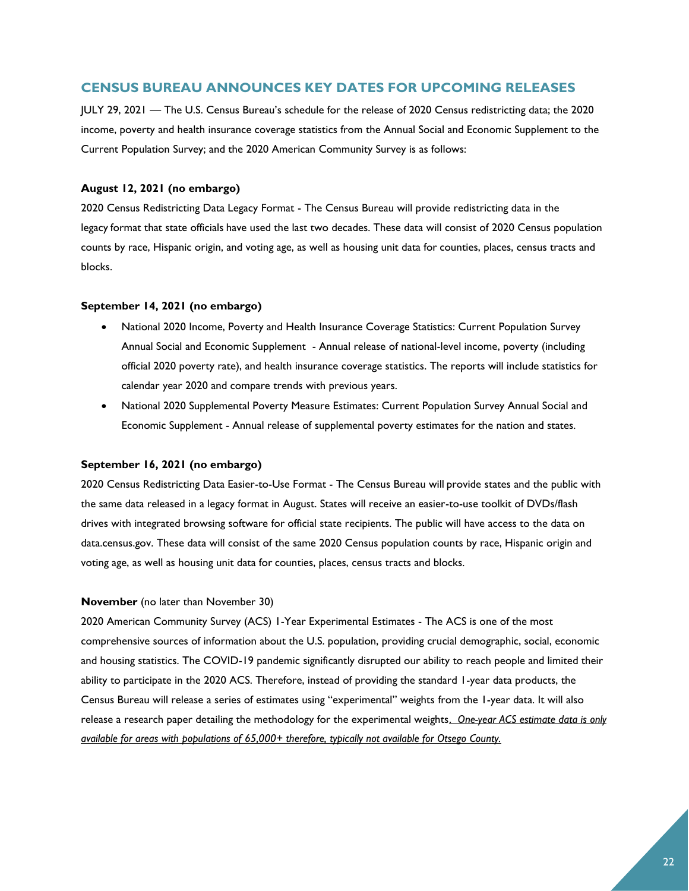## CENSUS BUREAU ANNOUNCES KEY DATES FOR UPCOMING RELEASES

JULY 29, 2021 — The U.S. Census Bureau's schedule for the release of 2020 Census redistricting data; the 2020 income, poverty and health insurance coverage statistics from the Annual Social and Economic Supplement to the Current Population Survey; and the 2020 American Community Survey is as follows:

**August 12, 2021 (no embargo)**

2020 Census Redistricting Data Legacy Format - The Census Bureau will provide redistricting data in the legacy format that state officials have used the last two decades. These data will consist of 2020 Census population counts by race, Hispanic origin, and voting age, as well as housing unit data for counties, places, census tracts and blocks.

**September 14, 2021 (no embargo)**

- National 2020 Income, Poverty and Health Insurance Coverage Statistics: Current Population Survey Annual Social and Economic Supplement - Annual release of national-level income, poverty (including official 2020 poverty rate), and health insurance coverage statistics. The reports will include statistics for calendar year 2020 and compare trends with previous years.
- National 2020 Supplemental Poverty Measure Estimates: Current Population Survey Annual Social and Economic Supplement - Annual release of supplemental poverty estimates for the nation and states.

**September 16, 2021 (no embargo)**

2020 Census Redistricting Data Easier-to-Use Format - The Census Bureau will provide states and the public with the same data released in a legacy format in August. States will receive an easier-to-use toolkit of DVDs/flash drives with integrated browsing software for official state recipients. The public will have access to the data on data.census.gov. These data will consist of the same 2020 Census population counts by race, Hispanic origin and voting age, as well as housing unit data for counties, places, census tracts and blocks.

**November** (no later than November 30)

2020 American Community Survey (ACS) 1-Year Experimental Estimates - The ACS is one of the most comprehensive sources of information about the U.S. population, providing crucial demographic, social, economic and housing statistics. The COVID-19 pandemic significantly disrupted our ability to reach people and limited their ability to participate in the 2020 ACS. Therefore, instead of providing the standard 1-year data products, the Census Bureau will release a series of estimates using "experimental" weights from the 1-year data. It will also release a research paper detailing the methodology for the experimental weights. *One-year ACS estimate data is only available for areas with populations of 65,000+ therefore, typically not available for Otsego County.*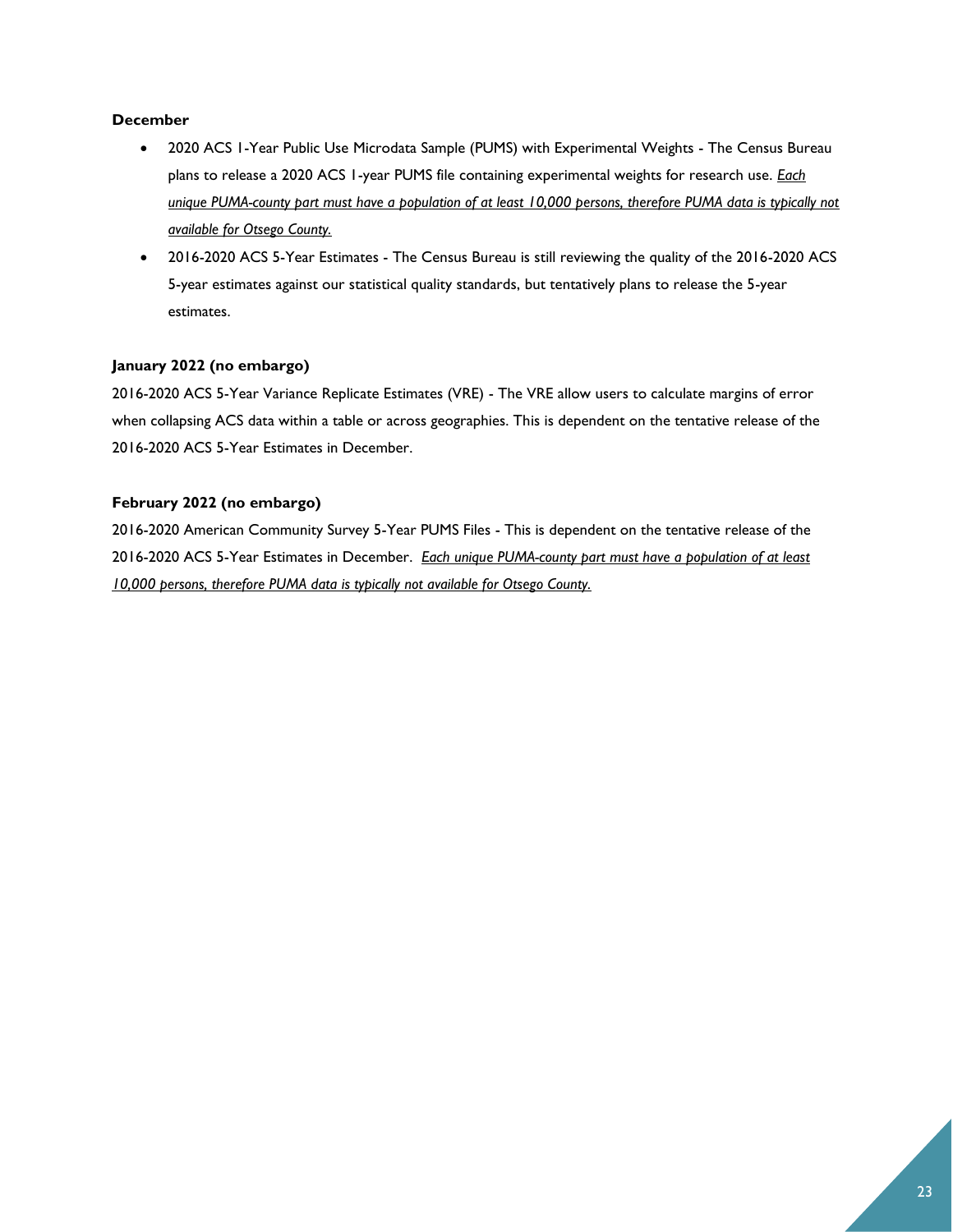**December**

- 2020 ACS 1-Year Public Use Microdata Sample (PUMS) with Experimental Weights - The Census Bureau plans to release a 2020 ACS 1-year PUMS file containing experimental weights for research use. *Each unique PUMA-county part must have a population of at least 10,000 persons, therefore PUMA data is typically not available for Otsego County.*
- 2016-2020 ACS 5-Year Estimates - The Census Bureau is still reviewing the quality of the 2016-2020 ACS 5-year estimates against our statistical quality standards, but tentatively plans to release the 5-year estimates.

**January 2022 (no embargo)**

2016-2020 ACS 5-Year Variance Replicate Estimates (VRE) - The VRE allow users to calculate margins of error when collapsing ACS data within a table or across geographies. This is dependent on the tentative release of the 2016-2020 ACS 5-Year Estimates in December.

**February 2022 (no embargo)**

2016-2020 American Community Survey 5-Year PUMS Files - This is dependent on the tentative release of the 2016-2020 ACS 5-Year Estimates in December. *Each unique PUMA-county part must have a population of at least 10,000 persons, therefore PUMA data is typically not available for Otsego County.*